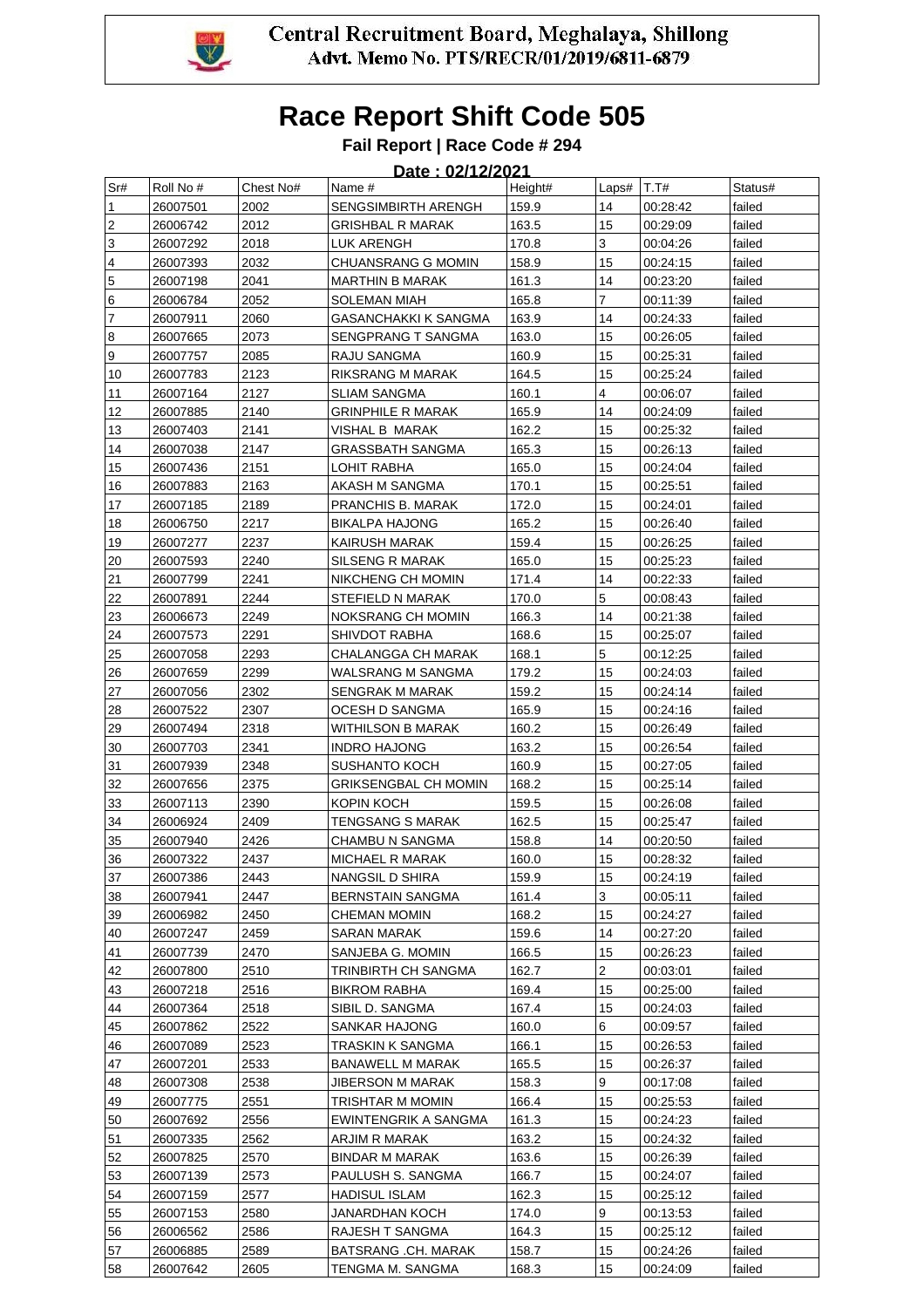Central Recruitment Board, Meghalaya, Shillong
Advt. Memo No. PTS/RECR/01/2019/6811-6879

# Race Report Shift Code 505

## Fail Report | Race Code # 294

**Date : 02/12/2021**

| Sr# | Roll No # | Chest No# | Name # | Height# | Laps# | T.T# | Status# |
|---|---|---|---|---|---|---|---|
| 1 | 26007501 | 2002 | SENGSIMBIRTH ARENGH | 159.9 | 14 | 00:28:42 | failed |
| 2 | 26006742 | 2012 | GRISHBAL R MARAK | 163.5 | 15 | 00:29:09 | failed |
| 3 | 26007292 | 2018 | LUK ARENGH | 170.8 | 3 | 00:04:26 | failed |
| 4 | 26007393 | 2032 | CHUANSRANG G MOMIN | 158.9 | 15 | 00:24:15 | failed |
| 5 | 26007198 | 2041 | MARTHIN B MARAK | 161.3 | 14 | 00:23:20 | failed |
| 6 | 26006784 | 2052 | SOLEMAN MIAH | 165.8 | 7 | 00:11:39 | failed |
| 7 | 26007911 | 2060 | GASANCHAKKI K SANGMA | 163.9 | 14 | 00:24:33 | failed |
| 8 | 26007665 | 2073 | SENGPRANG T SANGMA | 163.0 | 15 | 00:26:05 | failed |
| 9 | 26007757 | 2085 | RAJU SANGMA | 160.9 | 15 | 00:25:31 | failed |
| 10 | 26007783 | 2123 | RIKSRANG M MARAK | 164.5 | 15 | 00:25:24 | failed |
| 11 | 26007164 | 2127 | SLIAM SANGMA | 160.1 | 4 | 00:06:07 | failed |
| 12 | 26007885 | 2140 | GRINPHILE R MARAK | 165.9 | 14 | 00:24:09 | failed |
| 13 | 26007403 | 2141 | VISHAL B MARAK | 162.2 | 15 | 00:25:32 | failed |
| 14 | 26007038 | 2147 | GRASSBATH SANGMA | 165.3 | 15 | 00:26:13 | failed |
| 15 | 26007436 | 2151 | LOHIT RABHA | 165.0 | 15 | 00:24:04 | failed |
| 16 | 26007883 | 2163 | AKASH M SANGMA | 170.1 | 15 | 00:25:51 | failed |
| 17 | 26007185 | 2189 | PRANCHIS B. MARAK | 172.0 | 15 | 00:24:01 | failed |
| 18 | 26006750 | 2217 | BIKALPA HAJONG | 165.2 | 15 | 00:26:40 | failed |
| 19 | 26007277 | 2237 | KAIRUSH MARAK | 159.4 | 15 | 00:26:25 | failed |
| 20 | 26007593 | 2240 | SILSENG R MARAK | 165.0 | 15 | 00:25:23 | failed |
| 21 | 26007799 | 2241 | NIKCHENG CH MOMIN | 171.4 | 14 | 00:22:33 | failed |
| 22 | 26007891 | 2244 | STEFIELD N MARAK | 170.0 | 5 | 00:08:43 | failed |
| 23 | 26006673 | 2249 | NOKSRANG CH MOMIN | 166.3 | 14 | 00:21:38 | failed |
| 24 | 26007573 | 2291 | SHIVDOT RABHA | 168.6 | 15 | 00:25:07 | failed |
| 25 | 26007058 | 2293 | CHALANGGA CH MARAK | 168.1 | 5 | 00:12:25 | failed |
| 26 | 26007659 | 2299 | WALSRANG M SANGMA | 179.2 | 15 | 00:24:03 | failed |
| 27 | 26007056 | 2302 | SENGRAK M MARAK | 159.2 | 15 | 00:24:14 | failed |
| 28 | 26007522 | 2307 | OCESH D SANGMA | 165.9 | 15 | 00:24:16 | failed |
| 29 | 26007494 | 2318 | WITHILSON B MARAK | 160.2 | 15 | 00:26:49 | failed |
| 30 | 26007703 | 2341 | INDRO HAJONG | 163.2 | 15 | 00:26:54 | failed |
| 31 | 26007939 | 2348 | SUSHANTO KOCH | 160.9 | 15 | 00:27:05 | failed |
| 32 | 26007656 | 2375 | GRIKSENGBAL CH MOMIN | 168.2 | 15 | 00:25:14 | failed |
| 33 | 26007113 | 2390 | KOPIN KOCH | 159.5 | 15 | 00:26:08 | failed |
| 34 | 26006924 | 2409 | TENGSANG S MARAK | 162.5 | 15 | 00:25:47 | failed |
| 35 | 26007940 | 2426 | CHAMBU N SANGMA | 158.8 | 14 | 00:20:50 | failed |
| 36 | 26007322 | 2437 | MICHAEL R MARAK | 160.0 | 15 | 00:28:32 | failed |
| 37 | 26007386 | 2443 | NANGSIL D SHIRA | 159.9 | 15 | 00:24:19 | failed |
| 38 | 26007941 | 2447 | BERNSTAIN SANGMA | 161.4 | 3 | 00:05:11 | failed |
| 39 | 26006982 | 2450 | CHEMAN MOMIN | 168.2 | 15 | 00:24:27 | failed |
| 40 | 26007247 | 2459 | SARAN MARAK | 159.6 | 14 | 00:27:20 | failed |
| 41 | 26007739 | 2470 | SANJEBA G. MOMIN | 166.5 | 15 | 00:26:23 | failed |
| 42 | 26007800 | 2510 | TRINBIRTH CH SANGMA | 162.7 | 2 | 00:03:01 | failed |
| 43 | 26007218 | 2516 | BIKROM RABHA | 169.4 | 15 | 00:25:00 | failed |
| 44 | 26007364 | 2518 | SIBIL D. SANGMA | 167.4 | 15 | 00:24:03 | failed |
| 45 | 26007862 | 2522 | SANKAR HAJONG | 160.0 | 6 | 00:09:57 | failed |
| 46 | 26007089 | 2523 | TRASKIN K SANGMA | 166.1 | 15 | 00:26:53 | failed |
| 47 | 26007201 | 2533 | BANAWELL M MARAK | 165.5 | 15 | 00:26:37 | failed |
| 48 | 26007308 | 2538 | JIBERSON M MARAK | 158.3 | 9 | 00:17:08 | failed |
| 49 | 26007775 | 2551 | TRISHTAR M MOMIN | 166.4 | 15 | 00:25:53 | failed |
| 50 | 26007692 | 2556 | EWINTENGRIK A SANGMA | 161.3 | 15 | 00:24:23 | failed |
| 51 | 26007335 | 2562 | ARJIM R MARAK | 163.2 | 15 | 00:24:32 | failed |
| 52 | 26007825 | 2570 | BINDAR M MARAK | 163.6 | 15 | 00:26:39 | failed |
| 53 | 26007139 | 2573 | PAULUSH S. SANGMA | 166.7 | 15 | 00:24:07 | failed |
| 54 | 26007159 | 2577 | HADISUL ISLAM | 162.3 | 15 | 00:25:12 | failed |
| 55 | 26007153 | 2580 | JANARDHAN KOCH | 174.0 | 9 | 00:13:53 | failed |
| 56 | 26006562 | 2586 | RAJESH T SANGMA | 164.3 | 15 | 00:25:12 | failed |
| 57 | 26006885 | 2589 | BATSRANG .CH. MARAK | 158.7 | 15 | 00:24:26 | failed |
| 58 | 26007642 | 2605 | TENGMA M. SANGMA | 168.3 | 15 | 00:24:09 | failed |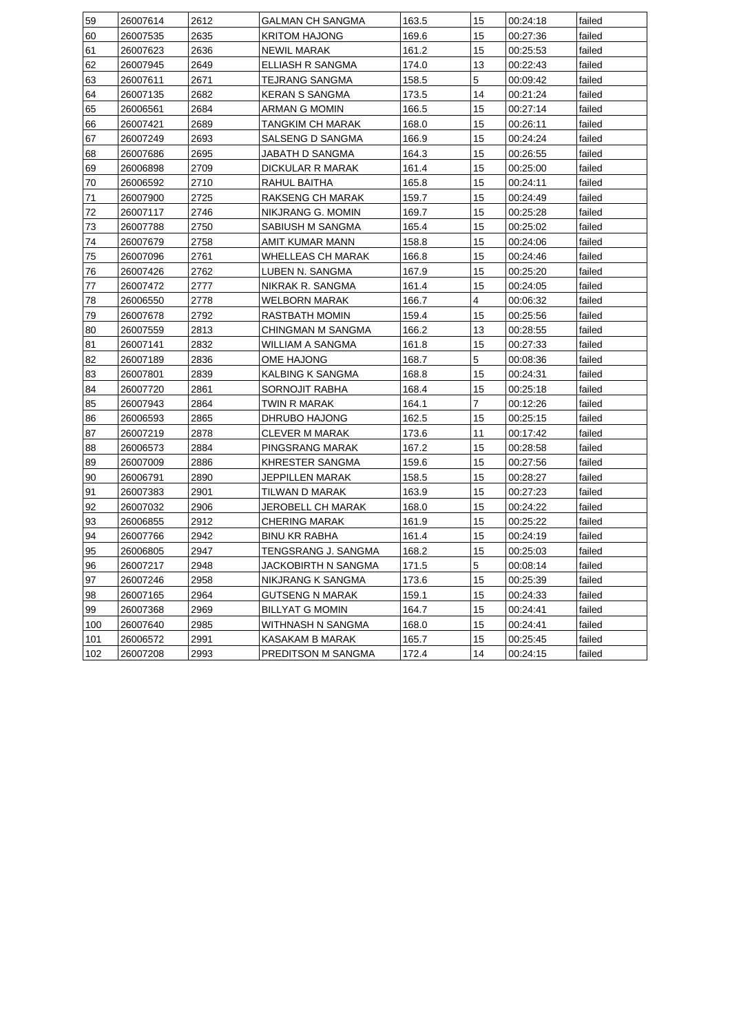| 59 | 26007614 | 2612 | GALMAN CH SANGMA | 163.5 | 15 | 00:24:18 | failed |
|---|---|---|---|---|---|---|---|
| 60 | 26007535 | 2635 | KRITOM HAJONG | 169.6 | 15 | 00:27:36 | failed |
| 61 | 26007623 | 2636 | NEWIL MARAK | 161.2 | 15 | 00:25:53 | failed |
| 62 | 26007945 | 2649 | ELLIASH R SANGMA | 174.0 | 13 | 00:22:43 | failed |
| 63 | 26007611 | 2671 | TEJRANG SANGMA | 158.5 | 5 | 00:09:42 | failed |
| 64 | 26007135 | 2682 | KERAN S SANGMA | 173.5 | 14 | 00:21:24 | failed |
| 65 | 26006561 | 2684 | ARMAN G MOMIN | 166.5 | 15 | 00:27:14 | failed |
| 66 | 26007421 | 2689 | TANGKIM CH MARAK | 168.0 | 15 | 00:26:11 | failed |
| 67 | 26007249 | 2693 | SALSENG D SANGMA | 166.9 | 15 | 00:24:24 | failed |
| 68 | 26007686 | 2695 | JABATH D SANGMA | 164.3 | 15 | 00:26:55 | failed |
| 69 | 26006898 | 2709 | DICKULAR R MARAK | 161.4 | 15 | 00:25:00 | failed |
| 70 | 26006592 | 2710 | RAHUL BAITHA | 165.8 | 15 | 00:24:11 | failed |
| 71 | 26007900 | 2725 | RAKSENG CH MARAK | 159.7 | 15 | 00:24:49 | failed |
| 72 | 26007117 | 2746 | NIKJRANG G. MOMIN | 169.7 | 15 | 00:25:28 | failed |
| 73 | 26007788 | 2750 | SABIUSH M SANGMA | 165.4 | 15 | 00:25:02 | failed |
| 74 | 26007679 | 2758 | AMIT KUMAR MANN | 158.8 | 15 | 00:24:06 | failed |
| 75 | 26007096 | 2761 | WHELLEAS CH MARAK | 166.8 | 15 | 00:24:46 | failed |
| 76 | 26007426 | 2762 | LUBEN N. SANGMA | 167.9 | 15 | 00:25:20 | failed |
| 77 | 26007472 | 2777 | NIKRAK R. SANGMA | 161.4 | 15 | 00:24:05 | failed |
| 78 | 26006550 | 2778 | WELBORN MARAK | 166.7 | 4 | 00:06:32 | failed |
| 79 | 26007678 | 2792 | RASTBATH MOMIN | 159.4 | 15 | 00:25:56 | failed |
| 80 | 26007559 | 2813 | CHINGMAN M SANGMA | 166.2 | 13 | 00:28:55 | failed |
| 81 | 26007141 | 2832 | WILLIAM A SANGMA | 161.8 | 15 | 00:27:33 | failed |
| 82 | 26007189 | 2836 | OME HAJONG | 168.7 | 5 | 00:08:36 | failed |
| 83 | 26007801 | 2839 | KALBING K SANGMA | 168.8 | 15 | 00:24:31 | failed |
| 84 | 26007720 | 2861 | SORNOJIT RABHA | 168.4 | 15 | 00:25:18 | failed |
| 85 | 26007943 | 2864 | TWIN R MARAK | 164.1 | 7 | 00:12:26 | failed |
| 86 | 26006593 | 2865 | DHRUBO HAJONG | 162.5 | 15 | 00:25:15 | failed |
| 87 | 26007219 | 2878 | CLEVER M MARAK | 173.6 | 11 | 00:17:42 | failed |
| 88 | 26006573 | 2884 | PINGSRANG MARAK | 167.2 | 15 | 00:28:58 | failed |
| 89 | 26007009 | 2886 | KHRESTER SANGMA | 159.6 | 15 | 00:27:56 | failed |
| 90 | 26006791 | 2890 | JEPPILLEN MARAK | 158.5 | 15 | 00:28:27 | failed |
| 91 | 26007383 | 2901 | TILWAN D MARAK | 163.9 | 15 | 00:27:23 | failed |
| 92 | 26007032 | 2906 | JEROBELL CH MARAK | 168.0 | 15 | 00:24:22 | failed |
| 93 | 26006855 | 2912 | CHERING MARAK | 161.9 | 15 | 00:25:22 | failed |
| 94 | 26007766 | 2942 | BINU KR RABHA | 161.4 | 15 | 00:24:19 | failed |
| 95 | 26006805 | 2947 | TENGSRANG J. SANGMA | 168.2 | 15 | 00:25:03 | failed |
| 96 | 26007217 | 2948 | JACKOBIRTH N SANGMA | 171.5 | 5 | 00:08:14 | failed |
| 97 | 26007246 | 2958 | NIKJRANG K SANGMA | 173.6 | 15 | 00:25:39 | failed |
| 98 | 26007165 | 2964 | GUTSENG N MARAK | 159.1 | 15 | 00:24:33 | failed |
| 99 | 26007368 | 2969 | BILLYAT G MOMIN | 164.7 | 15 | 00:24:41 | failed |
| 100 | 26007640 | 2985 | WITHNASH N SANGMA | 168.0 | 15 | 00:24:41 | failed |
| 101 | 26006572 | 2991 | KASAKAM B MARAK | 165.7 | 15 | 00:25:45 | failed |
| 102 | 26007208 | 2993 | PREDITSON M SANGMA | 172.4 | 14 | 00:24:15 | failed |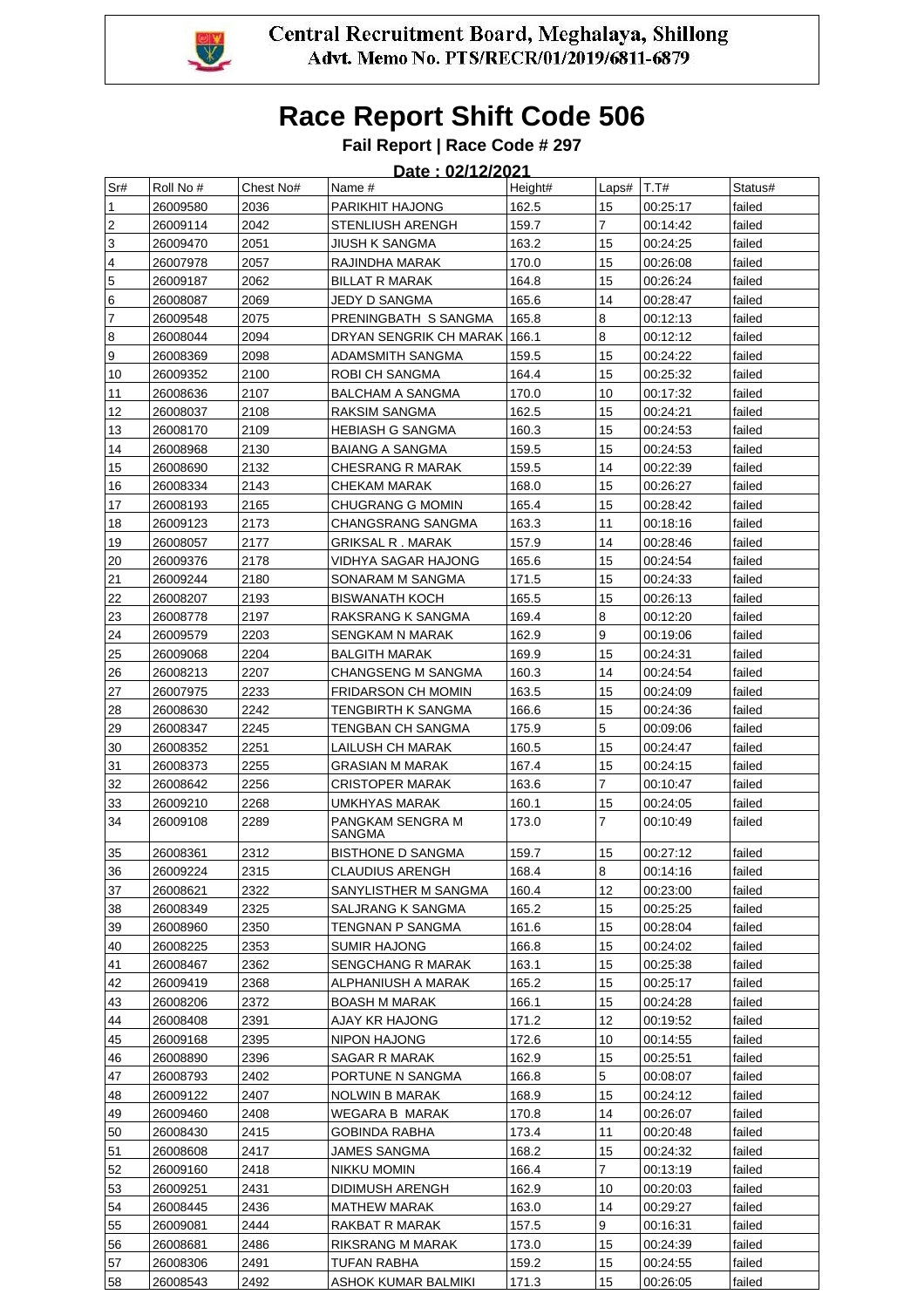Central Recruitment Board, Meghalaya, Shillong
Advt. Memo No. PTS/RECR/01/2019/6811-6879

# Race Report Shift Code 506

**Fail Report | Race Code # 297**

**Date : 02/12/2021**

| Sr# | Roll No # | Chest No# | Name # | Height# | Laps# | T.T# | Status# |
|---|---|---|---|---|---|---|---|
| 1 | 26009580 | 2036 | PARIKHIT HAJONG | 162.5 | 15 | 00:25:17 | failed |
| 2 | 26009114 | 2042 | STENLIUSH ARENGH | 159.7 | 7 | 00:14:42 | failed |
| 3 | 26009470 | 2051 | JIUSH K SANGMA | 163.2 | 15 | 00:24:25 | failed |
| 4 | 26007978 | 2057 | RAJINDHA MARAK | 170.0 | 15 | 00:26:08 | failed |
| 5 | 26009187 | 2062 | BILLAT R MARAK | 164.8 | 15 | 00:26:24 | failed |
| 6 | 26008087 | 2069 | JEDY D SANGMA | 165.6 | 14 | 00:28:47 | failed |
| 7 | 26009548 | 2075 | PRENINGBATH S SANGMA | 165.8 | 8 | 00:12:13 | failed |
| 8 | 26008044 | 2094 | DRYAN SENGRIK CH MARAK | 166.1 | 8 | 00:12:12 | failed |
| 9 | 26008369 | 2098 | ADAMSMITH SANGMA | 159.5 | 15 | 00:24:22 | failed |
| 10 | 26009352 | 2100 | ROBI CH SANGMA | 164.4 | 15 | 00:25:32 | failed |
| 11 | 26008636 | 2107 | BALCHAM A SANGMA | 170.0 | 10 | 00:17:32 | failed |
| 12 | 26008037 | 2108 | RAKSIM SANGMA | 162.5 | 15 | 00:24:21 | failed |
| 13 | 26008170 | 2109 | HEBIASH G SANGMA | 160.3 | 15 | 00:24:53 | failed |
| 14 | 26008968 | 2130 | BAIANG A SANGMA | 159.5 | 15 | 00:24:53 | failed |
| 15 | 26008690 | 2132 | CHESRANG R MARAK | 159.5 | 14 | 00:22:39 | failed |
| 16 | 26008334 | 2143 | CHEKAM MARAK | 168.0 | 15 | 00:26:27 | failed |
| 17 | 26008193 | 2165 | CHUGRANG G MOMIN | 165.4 | 15 | 00:28:42 | failed |
| 18 | 26009123 | 2173 | CHANGSRANG SANGMA | 163.3 | 11 | 00:18:16 | failed |
| 19 | 26008057 | 2177 | GRIKSAL R . MARAK | 157.9 | 14 | 00:28:46 | failed |
| 20 | 26009376 | 2178 | VIDHYA SAGAR HAJONG | 165.6 | 15 | 00:24:54 | failed |
| 21 | 26009244 | 2180 | SONARAM M SANGMA | 171.5 | 15 | 00:24:33 | failed |
| 22 | 26008207 | 2193 | BISWANATH KOCH | 165.5 | 15 | 00:26:13 | failed |
| 23 | 26008778 | 2197 | RAKSRANG K SANGMA | 169.4 | 8 | 00:12:20 | failed |
| 24 | 26009579 | 2203 | SENGKAM N MARAK | 162.9 | 9 | 00:19:06 | failed |
| 25 | 26009068 | 2204 | BALGITH MARAK | 169.9 | 15 | 00:24:31 | failed |
| 26 | 26008213 | 2207 | CHANGSENG M SANGMA | 160.3 | 14 | 00:24:54 | failed |
| 27 | 26007975 | 2233 | FRIDARSON CH MOMIN | 163.5 | 15 | 00:24:09 | failed |
| 28 | 26008630 | 2242 | TENGBIRTH K SANGMA | 166.6 | 15 | 00:24:36 | failed |
| 29 | 26008347 | 2245 | TENGBAN CH SANGMA | 175.9 | 5 | 00:09:06 | failed |
| 30 | 26008352 | 2251 | LAILUSH CH MARAK | 160.5 | 15 | 00:24:47 | failed |
| 31 | 26008373 | 2255 | GRASIAN M MARAK | 167.4 | 15 | 00:24:15 | failed |
| 32 | 26008642 | 2256 | CRISTOPER MARAK | 163.6 | 7 | 00:10:47 | failed |
| 33 | 26009210 | 2268 | UMKHYAS MARAK | 160.1 | 15 | 00:24:05 | failed |
| 34 | 26009108 | 2289 | PANGKAM SENGRA M SANGMA | 173.0 | 7 | 00:10:49 | failed |
| 35 | 26008361 | 2312 | BISTHONE D SANGMA | 159.7 | 15 | 00:27:12 | failed |
| 36 | 26009224 | 2315 | CLAUDIUS ARENGH | 168.4 | 8 | 00:14:16 | failed |
| 37 | 26008621 | 2322 | SANYLISTHER M SANGMA | 160.4 | 12 | 00:23:00 | failed |
| 38 | 26008349 | 2325 | SALJRANG K SANGMA | 165.2 | 15 | 00:25:25 | failed |
| 39 | 26008960 | 2350 | TENGNAN P SANGMA | 161.6 | 15 | 00:28:04 | failed |
| 40 | 26008225 | 2353 | SUMIR HAJONG | 166.8 | 15 | 00:24:02 | failed |
| 41 | 26008467 | 2362 | SENGCHANG R MARAK | 163.1 | 15 | 00:25:38 | failed |
| 42 | 26009419 | 2368 | ALPHANIUSH A MARAK | 165.2 | 15 | 00:25:17 | failed |
| 43 | 26008206 | 2372 | BOASH M MARAK | 166.1 | 15 | 00:24:28 | failed |
| 44 | 26008408 | 2391 | AJAY KR HAJONG | 171.2 | 12 | 00:19:52 | failed |
| 45 | 26009168 | 2395 | NIPON HAJONG | 172.6 | 10 | 00:14:55 | failed |
| 46 | 26008890 | 2396 | SAGAR R MARAK | 162.9 | 15 | 00:25:51 | failed |
| 47 | 26008793 | 2402 | PORTUNE N SANGMA | 166.8 | 5 | 00:08:07 | failed |
| 48 | 26009122 | 2407 | NOLWIN B MARAK | 168.9 | 15 | 00:24:12 | failed |
| 49 | 26009460 | 2408 | WEGARA B MARAK | 170.8 | 14 | 00:26:07 | failed |
| 50 | 26008430 | 2415 | GOBINDA RABHA | 173.4 | 11 | 00:20:48 | failed |
| 51 | 26008608 | 2417 | JAMES SANGMA | 168.2 | 15 | 00:24:32 | failed |
| 52 | 26009160 | 2418 | NIKKU MOMIN | 166.4 | 7 | 00:13:19 | failed |
| 53 | 26009251 | 2431 | DIDIMUSH ARENGH | 162.9 | 10 | 00:20:03 | failed |
| 54 | 26008445 | 2436 | MATHEW MARAK | 163.0 | 14 | 00:29:27 | failed |
| 55 | 26009081 | 2444 | RAKBAT R MARAK | 157.5 | 9 | 00:16:31 | failed |
| 56 | 26008681 | 2486 | RIKSRANG M MARAK | 173.0 | 15 | 00:24:39 | failed |
| 57 | 26008306 | 2491 | TUFAN RABHA | 159.2 | 15 | 00:24:55 | failed |
| 58 | 26008543 | 2492 | ASHOK KUMAR BALMIKI | 171.3 | 15 | 00:26:05 | failed |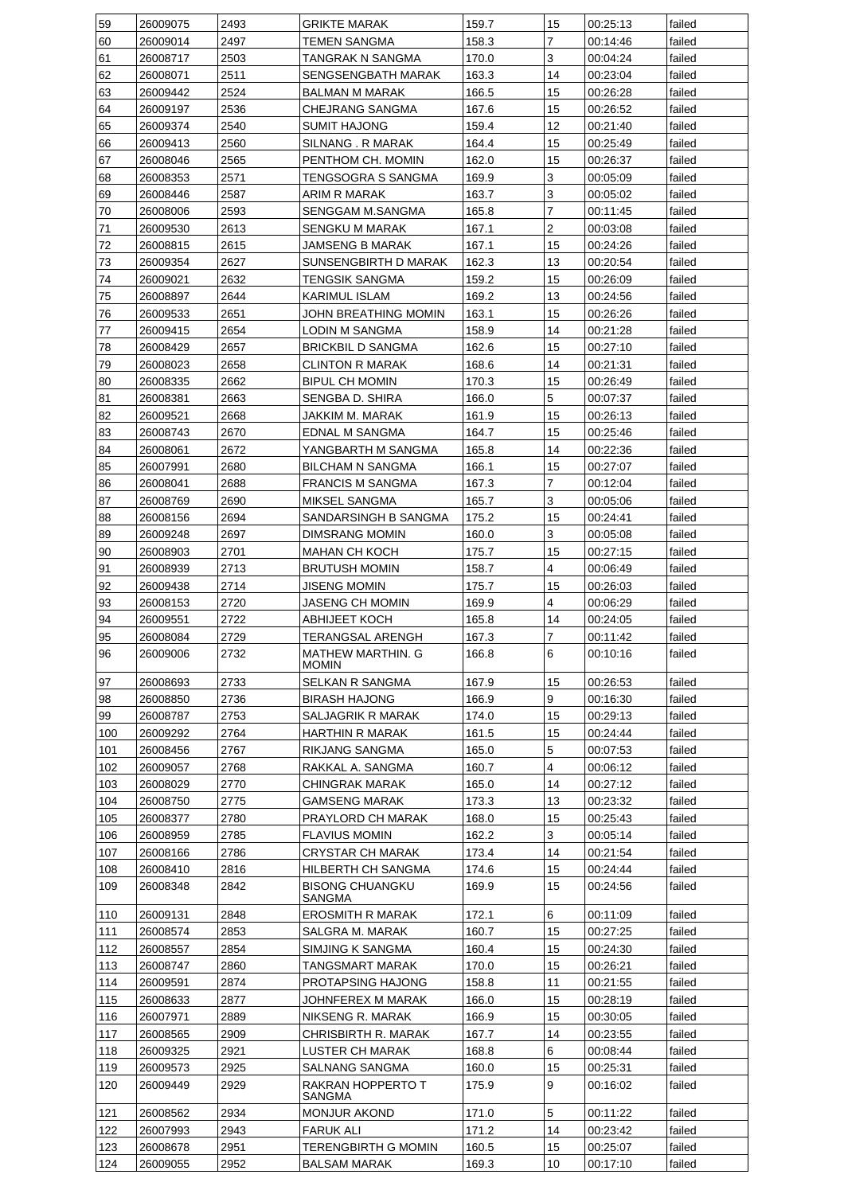| 59 | 26009075 | 2493 | GRIKTE MARAK | 159.7 | 15 | 00:25:13 | failed |
|---|---|---|---|---|---|---|---|
| 60 | 26009014 | 2497 | TEMEN SANGMA | 158.3 | 7 | 00:14:46 | failed |
| 61 | 26008717 | 2503 | TANGRAK N SANGMA | 170.0 | 3 | 00:04:24 | failed |
| 62 | 26008071 | 2511 | SENGSENGBATH MARAK | 163.3 | 14 | 00:23:04 | failed |
| 63 | 26009442 | 2524 | BALMAN M MARAK | 166.5 | 15 | 00:26:28 | failed |
| 64 | 26009197 | 2536 | CHEJRANG SANGMA | 167.6 | 15 | 00:26:52 | failed |
| 65 | 26009374 | 2540 | SUMIT HAJONG | 159.4 | 12 | 00:21:40 | failed |
| 66 | 26009413 | 2560 | SILNANG . R MARAK | 164.4 | 15 | 00:25:49 | failed |
| 67 | 26008046 | 2565 | PENTHOM CH. MOMIN | 162.0 | 15 | 00:26:37 | failed |
| 68 | 26008353 | 2571 | TENGSOGRA S SANGMA | 169.9 | 3 | 00:05:09 | failed |
| 69 | 26008446 | 2587 | ARIM R MARAK | 163.7 | 3 | 00:05:02 | failed |
| 70 | 26008006 | 2593 | SENGGAM M.SANGMA | 165.8 | 7 | 00:11:45 | failed |
| 71 | 26009530 | 2613 | SENGKU M MARAK | 167.1 | 2 | 00:03:08 | failed |
| 72 | 26008815 | 2615 | JAMSENG B MARAK | 167.1 | 15 | 00:24:26 | failed |
| 73 | 26009354 | 2627 | SUNSENGBIRTH D MARAK | 162.3 | 13 | 00:20:54 | failed |
| 74 | 26009021 | 2632 | TENGSIK SANGMA | 159.2 | 15 | 00:26:09 | failed |
| 75 | 26008897 | 2644 | KARIMUL ISLAM | 169.2 | 13 | 00:24:56 | failed |
| 76 | 26009533 | 2651 | JOHN BREATHING MOMIN | 163.1 | 15 | 00:26:26 | failed |
| 77 | 26009415 | 2654 | LODIN M SANGMA | 158.9 | 14 | 00:21:28 | failed |
| 78 | 26008429 | 2657 | BRICKBIL D SANGMA | 162.6 | 15 | 00:27:10 | failed |
| 79 | 26008023 | 2658 | CLINTON R MARAK | 168.6 | 14 | 00:21:31 | failed |
| 80 | 26008335 | 2662 | BIPUL CH MOMIN | 170.3 | 15 | 00:26:49 | failed |
| 81 | 26008381 | 2663 | SENGBA D. SHIRA | 166.0 | 5 | 00:07:37 | failed |
| 82 | 26009521 | 2668 | JAKKIM M. MARAK | 161.9 | 15 | 00:26:13 | failed |
| 83 | 26008743 | 2670 | EDNAL M SANGMA | 164.7 | 15 | 00:25:46 | failed |
| 84 | 26008061 | 2672 | YANGBARTH M SANGMA | 165.8 | 14 | 00:22:36 | failed |
| 85 | 26007991 | 2680 | BILCHAM N SANGMA | 166.1 | 15 | 00:27:07 | failed |
| 86 | 26008041 | 2688 | FRANCIS M SANGMA | 167.3 | 7 | 00:12:04 | failed |
| 87 | 26008769 | 2690 | MIKSEL SANGMA | 165.7 | 3 | 00:05:06 | failed |
| 88 | 26008156 | 2694 | SANDARSINGH B SANGMA | 175.2 | 15 | 00:24:41 | failed |
| 89 | 26009248 | 2697 | DIMSRANG MOMIN | 160.0 | 3 | 00:05:08 | failed |
| 90 | 26008903 | 2701 | MAHAN CH KOCH | 175.7 | 15 | 00:27:15 | failed |
| 91 | 26008939 | 2713 | BRUTUSH MOMIN | 158.7 | 4 | 00:06:49 | failed |
| 92 | 26009438 | 2714 | JISENG MOMIN | 175.7 | 15 | 00:26:03 | failed |
| 93 | 26008153 | 2720 | JASENG CH MOMIN | 169.9 | 4 | 00:06:29 | failed |
| 94 | 26009551 | 2722 | ABHIJEET KOCH | 165.8 | 14 | 00:24:05 | failed |
| 95 | 26008084 | 2729 | TERANGSAL ARENGH | 167.3 | 7 | 00:11:42 | failed |
| 96 | 26009006 | 2732 | MATHEW MARTHIN. G MOMIN | 166.8 | 6 | 00:10:16 | failed |
| 97 | 26008693 | 2733 | SELKAN R SANGMA | 167.9 | 15 | 00:26:53 | failed |
| 98 | 26008850 | 2736 | BIRASH HAJONG | 166.9 | 9 | 00:16:30 | failed |
| 99 | 26008787 | 2753 | SALJAGRIK R MARAK | 174.0 | 15 | 00:29:13 | failed |
| 100 | 26009292 | 2764 | HARTHIN R MARAK | 161.5 | 15 | 00:24:44 | failed |
| 101 | 26008456 | 2767 | RIKJANG SANGMA | 165.0 | 5 | 00:07:53 | failed |
| 102 | 26009057 | 2768 | RAKKAL A. SANGMA | 160.7 | 4 | 00:06:12 | failed |
| 103 | 26008029 | 2770 | CHINGRAK MARAK | 165.0 | 14 | 00:27:12 | failed |
| 104 | 26008750 | 2775 | GAMSENG MARAK | 173.3 | 13 | 00:23:32 | failed |
| 105 | 26008377 | 2780 | PRAYLORD CH MARAK | 168.0 | 15 | 00:25:43 | failed |
| 106 | 26008959 | 2785 | FLAVIUS MOMIN | 162.2 | 3 | 00:05:14 | failed |
| 107 | 26008166 | 2786 | CRYSTAR CH MARAK | 173.4 | 14 | 00:21:54 | failed |
| 108 | 26008410 | 2816 | HILBERTH CH SANGMA | 174.6 | 15 | 00:24:44 | failed |
| 109 | 26008348 | 2842 | BISONG CHUANGKU SANGMA | 169.9 | 15 | 00:24:56 | failed |
| 110 | 26009131 | 2848 | EROSMITH R MARAK | 172.1 | 6 | 00:11:09 | failed |
| 111 | 26008574 | 2853 | SALGRA M. MARAK | 160.7 | 15 | 00:27:25 | failed |
| 112 | 26008557 | 2854 | SIMJING K SANGMA | 160.4 | 15 | 00:24:30 | failed |
| 113 | 26008747 | 2860 | TANGSMART MARAK | 170.0 | 15 | 00:26:21 | failed |
| 114 | 26009591 | 2874 | PROTAPSING HAJONG | 158.8 | 11 | 00:21:55 | failed |
| 115 | 26008633 | 2877 | JOHNFEREX M MARAK | 166.0 | 15 | 00:28:19 | failed |
| 116 | 26007971 | 2889 | NIKSENG R. MARAK | 166.9 | 15 | 00:30:05 | failed |
| 117 | 26008565 | 2909 | CHRISBIRTH R. MARAK | 167.7 | 14 | 00:23:55 | failed |
| 118 | 26009325 | 2921 | LUSTER CH MARAK | 168.8 | 6 | 00:08:44 | failed |
| 119 | 26009573 | 2925 | SALNANG SANGMA | 160.0 | 15 | 00:25:31 | failed |
| 120 | 26009449 | 2929 | RAKRAN HOPPERTO T SANGMA | 175.9 | 9 | 00:16:02 | failed |
| 121 | 26008562 | 2934 | MONJUR AKOND | 171.0 | 5 | 00:11:22 | failed |
| 122 | 26007993 | 2943 | FARUK ALI | 171.2 | 14 | 00:23:42 | failed |
| 123 | 26008678 | 2951 | TERENGBIRTH G MOMIN | 160.5 | 15 | 00:25:07 | failed |
| 124 | 26009055 | 2952 | BALSAM MARAK | 169.3 | 10 | 00:17:10 | failed |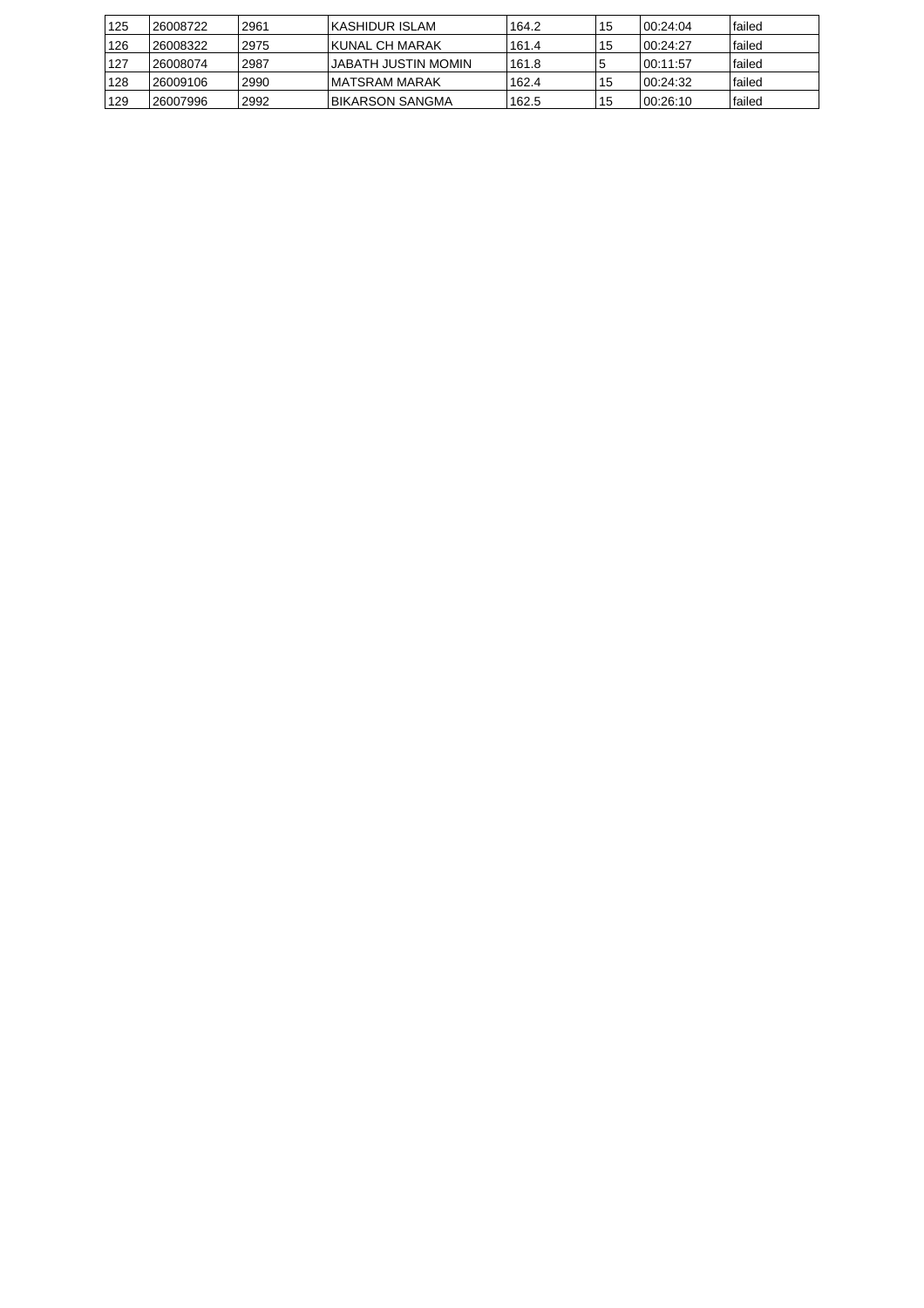| 125 | 26008722 | 2961 | KASHIDUR ISLAM | 164.2 | 15 | 00:24:04 | failed |
|---|---|---|---|---|---|---|---|
| 126 | 26008322 | 2975 | KUNAL CH MARAK | 161.4 | 15 | 00:24:27 | failed |
| 127 | 26008074 | 2987 | JABATH JUSTIN MOMIN | 161.8 | 5 | 00:11:57 | failed |
| 128 | 26009106 | 2990 | MATSRAM MARAK | 162.4 | 15 | 00:24:32 | failed |
| 129 | 26007996 | 2992 | BIKARSON SANGMA | 162.5 | 15 | 00:26:10 | failed |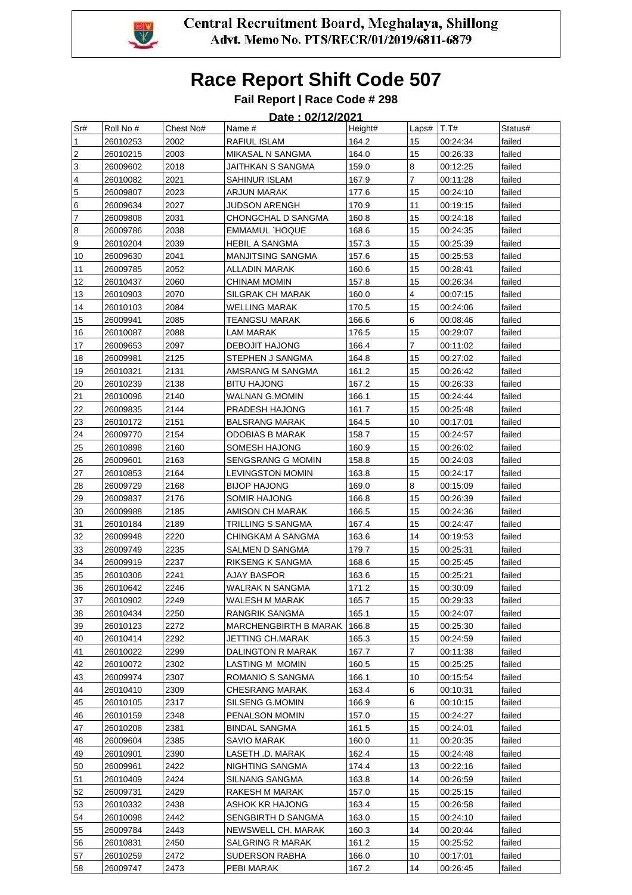**Central Recruitment Board, Meghalaya, Shillong**
**Advt. Memo No. PTS/RECR/01/2019/6811-6879**

# Race Report Shift Code 507

**Fail Report | Race Code # 298**

**Date : 02/12/2021**

| Sr# | Roll No # | Chest No# | Name # | Height# | Laps# | T.T# | Status# |
|---|---|---|---|---|---|---|---|
| 1 | 26010253 | 2002 | RAFIUL ISLAM | 164.2 | 15 | 00:24:34 | failed |
| 2 | 26010215 | 2003 | MIKASAL N SANGMA | 164.0 | 15 | 00:26:33 | failed |
| 3 | 26009602 | 2018 | JAITHKAN S SANGMA | 159.0 | 8 | 00:12:25 | failed |
| 4 | 26010082 | 2021 | SAHINUR ISLAM | 167.9 | 7 | 00:11:28 | failed |
| 5 | 26009807 | 2023 | ARJUN MARAK | 177.6 | 15 | 00:24:10 | failed |
| 6 | 26009634 | 2027 | JUDSON ARENGH | 170.9 | 11 | 00:19:15 | failed |
| 7 | 26009808 | 2031 | CHONGCHAL D SANGMA | 160.8 | 15 | 00:24:18 | failed |
| 8 | 26009786 | 2038 | EMMAMUL `HOQUE | 168.6 | 15 | 00:24:35 | failed |
| 9 | 26010204 | 2039 | HEBIL A SANGMA | 157.3 | 15 | 00:25:39 | failed |
| 10 | 26009630 | 2041 | MANJITSING SANGMA | 157.6 | 15 | 00:25:53 | failed |
| 11 | 26009785 | 2052 | ALLADIN MARAK | 160.6 | 15 | 00:28:41 | failed |
| 12 | 26010437 | 2060 | CHINAM MOMIN | 157.8 | 15 | 00:26:34 | failed |
| 13 | 26010903 | 2070 | SILGRAK CH MARAK | 160.0 | 4 | 00:07:15 | failed |
| 14 | 26010103 | 2084 | WELLING MARAK | 170.5 | 15 | 00:24:06 | failed |
| 15 | 26009941 | 2085 | TEANGSU MARAK | 166.6 | 6 | 00:08:46 | failed |
| 16 | 26010087 | 2088 | LAM MARAK | 176.5 | 15 | 00:29:07 | failed |
| 17 | 26009653 | 2097 | DEBOJIT HAJONG | 166.4 | 7 | 00:11:02 | failed |
| 18 | 26009981 | 2125 | STEPHEN J SANGMA | 164.8 | 15 | 00:27:02 | failed |
| 19 | 26010321 | 2131 | AMSRANG M SANGMA | 161.2 | 15 | 00:26:42 | failed |
| 20 | 26010239 | 2138 | BITU HAJONG | 167.2 | 15 | 00:26:33 | failed |
| 21 | 26010096 | 2140 | WALNAN G.MOMIN | 166.1 | 15 | 00:24:44 | failed |
| 22 | 26009835 | 2144 | PRADESH HAJONG | 161.7 | 15 | 00:25:48 | failed |
| 23 | 26010172 | 2151 | BALSRANG MARAK | 164.5 | 10 | 00:17:01 | failed |
| 24 | 26009770 | 2154 | ODOBIAS B MARAK | 158.7 | 15 | 00:24:57 | failed |
| 25 | 26010898 | 2160 | SOMESH HAJONG | 160.9 | 15 | 00:26:02 | failed |
| 26 | 26009601 | 2163 | SENGSRANG G MOMIN | 158.8 | 15 | 00:24:03 | failed |
| 27 | 26010853 | 2164 | LEVINGSTON MOMIN | 163.8 | 15 | 00:24:17 | failed |
| 28 | 26009729 | 2168 | BIJOP HAJONG | 169.0 | 8 | 00:15:09 | failed |
| 29 | 26009837 | 2176 | SOMIR HAJONG | 166.8 | 15 | 00:26:39 | failed |
| 30 | 26009988 | 2185 | AMISON CH MARAK | 166.5 | 15 | 00:24:36 | failed |
| 31 | 26010184 | 2189 | TRILLING S SANGMA | 167.4 | 15 | 00:24:47 | failed |
| 32 | 26009948 | 2220 | CHINGKAM A SANGMA | 163.6 | 14 | 00:19:53 | failed |
| 33 | 26009749 | 2235 | SALMEN D SANGMA | 179.7 | 15 | 00:25:31 | failed |
| 34 | 26009919 | 2237 | RIKSENG K SANGMA | 168.6 | 15 | 00:25:45 | failed |
| 35 | 26010306 | 2241 | AJAY BASFOR | 163.6 | 15 | 00:25:21 | failed |
| 36 | 26010642 | 2246 | WALRAK N SANGMA | 171.2 | 15 | 00:30:09 | failed |
| 37 | 26010902 | 2249 | WALESH M MARAK | 165.7 | 15 | 00:29:33 | failed |
| 38 | 26010434 | 2250 | RANGRIK SANGMA | 165.1 | 15 | 00:24:07 | failed |
| 39 | 26010123 | 2272 | MARCHENGBIRTH B MARAK | 166.8 | 15 | 00:25:30 | failed |
| 40 | 26010414 | 2292 | JETTING CH.MARAK | 165.3 | 15 | 00:24:59 | failed |
| 41 | 26010022 | 2299 | DALINGTON R MARAK | 167.7 | 7 | 00:11:38 | failed |
| 42 | 26010072 | 2302 | LASTING M MOMIN | 160.5 | 15 | 00:25:25 | failed |
| 43 | 26009974 | 2307 | ROMANIO S SANGMA | 166.1 | 10 | 00:15:54 | failed |
| 44 | 26010410 | 2309 | CHESRANG MARAK | 163.4 | 6 | 00:10:31 | failed |
| 45 | 26010105 | 2317 | SILSENG G.MOMIN | 166.9 | 6 | 00:10:15 | failed |
| 46 | 26010159 | 2348 | PENALSON MOMIN | 157.0 | 15 | 00:24:27 | failed |
| 47 | 26010208 | 2381 | BINDAL SANGMA | 161.5 | 15 | 00:24:01 | failed |
| 48 | 26009604 | 2385 | SAVIO MARAK | 160.0 | 11 | 00:20:35 | failed |
| 49 | 26010901 | 2390 | LASETH .D. MARAK | 162.4 | 15 | 00:24:48 | failed |
| 50 | 26009961 | 2422 | NIGHTING SANGMA | 174.4 | 13 | 00:22:16 | failed |
| 51 | 26010409 | 2424 | SILNANG SANGMA | 163.8 | 14 | 00:26:59 | failed |
| 52 | 26009731 | 2429 | RAKESH M MARAK | 157.0 | 15 | 00:25:15 | failed |
| 53 | 26010332 | 2438 | ASHOK KR HAJONG | 163.4 | 15 | 00:26:58 | failed |
| 54 | 26010098 | 2442 | SENGBIRTH D SANGMA | 163.0 | 15 | 00:24:10 | failed |
| 55 | 26009784 | 2443 | NEWSWELL CH. MARAK | 160.3 | 14 | 00:20:44 | failed |
| 56 | 26010831 | 2450 | SALGRING R MARAK | 161.2 | 15 | 00:25:52 | failed |
| 57 | 26010259 | 2472 | SUDERSON RABHA | 166.0 | 10 | 00:17:01 | failed |
| 58 | 26009747 | 2473 | PEBI MARAK | 167.2 | 14 | 00:26:45 | failed |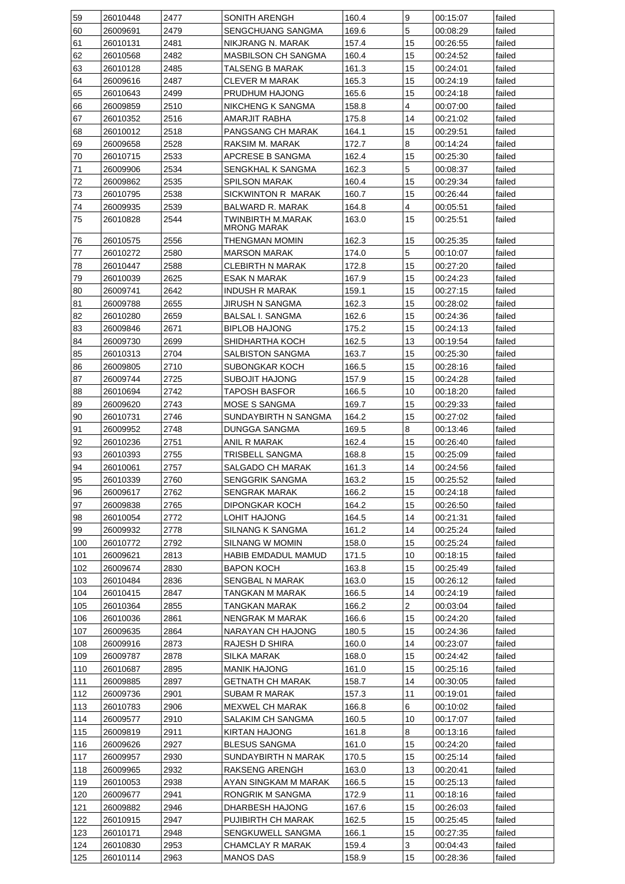| 59 | 26010448 | 2477 | SONITH ARENGH | 160.4 | 9 | 00:15:07 | failed |
|---|---|---|---|---|---|---|---|
| 60 | 26009691 | 2479 | SENGCHUANG SANGMA | 169.6 | 5 | 00:08:29 | failed |
| 61 | 26010131 | 2481 | NIKJRANG N. MARAK | 157.4 | 15 | 00:26:55 | failed |
| 62 | 26010568 | 2482 | MASBILSON CH SANGMA | 160.4 | 15 | 00:24:52 | failed |
| 63 | 26010128 | 2485 | TALSENG B MARAK | 161.3 | 15 | 00:24:01 | failed |
| 64 | 26009616 | 2487 | CLEVER M MARAK | 165.3 | 15 | 00:24:19 | failed |
| 65 | 26010643 | 2499 | PRUDHUM HAJONG | 165.6 | 15 | 00:24:18 | failed |
| 66 | 26009859 | 2510 | NIKCHENG K SANGMA | 158.8 | 4 | 00:07:00 | failed |
| 67 | 26010352 | 2516 | AMARJIT RABHA | 175.8 | 14 | 00:21:02 | failed |
| 68 | 26010012 | 2518 | PANGSANG CH MARAK | 164.1 | 15 | 00:29:51 | failed |
| 69 | 26009658 | 2528 | RAKSIM M. MARAK | 172.7 | 8 | 00:14:24 | failed |
| 70 | 26010715 | 2533 | APCRESE B SANGMA | 162.4 | 15 | 00:25:30 | failed |
| 71 | 26009906 | 2534 | SENGKHAL K SANGMA | 162.3 | 5 | 00:08:37 | failed |
| 72 | 26009862 | 2535 | SPILSON MARAK | 160.4 | 15 | 00:29:34 | failed |
| 73 | 26010795 | 2538 | SICKWINTON R MARAK | 160.7 | 15 | 00:26:44 | failed |
| 74 | 26009935 | 2539 | BALWARD R. MARAK | 164.8 | 4 | 00:05:51 | failed |
| 75 | 26010828 | 2544 | TWINBIRTH M.MARAK MRONG MARAK | 163.0 | 15 | 00:25:51 | failed |
| 76 | 26010575 | 2556 | THENGMAN MOMIN | 162.3 | 15 | 00:25:35 | failed |
| 77 | 26010272 | 2580 | MARSON MARAK | 174.0 | 5 | 00:10:07 | failed |
| 78 | 26010447 | 2588 | CLEBIRTH N MARAK | 172.8 | 15 | 00:27:20 | failed |
| 79 | 26010039 | 2625 | ESAK N MARAK | 167.9 | 15 | 00:24:23 | failed |
| 80 | 26009741 | 2642 | INDUSH R MARAK | 159.1 | 15 | 00:27:15 | failed |
| 81 | 26009788 | 2655 | JIRUSH N SANGMA | 162.3 | 15 | 00:28:02 | failed |
| 82 | 26010280 | 2659 | BALSAL I. SANGMA | 162.6 | 15 | 00:24:36 | failed |
| 83 | 26009846 | 2671 | BIPLOB HAJONG | 175.2 | 15 | 00:24:13 | failed |
| 84 | 26009730 | 2699 | SHIDHARTHA KOCH | 162.5 | 13 | 00:19:54 | failed |
| 85 | 26010313 | 2704 | SALBISTON SANGMA | 163.7 | 15 | 00:25:30 | failed |
| 86 | 26009805 | 2710 | SUBONGKAR KOCH | 166.5 | 15 | 00:28:16 | failed |
| 87 | 26009744 | 2725 | SUBOJIT HAJONG | 157.9 | 15 | 00:24:28 | failed |
| 88 | 26010694 | 2742 | TAPOSH BASFOR | 166.5 | 10 | 00:18:20 | failed |
| 89 | 26009620 | 2743 | MOSE S SANGMA | 169.7 | 15 | 00:29:33 | failed |
| 90 | 26010731 | 2746 | SUNDAYBIRTH N SANGMA | 164.2 | 15 | 00:27:02 | failed |
| 91 | 26009952 | 2748 | DUNGGA SANGMA | 169.5 | 8 | 00:13:46 | failed |
| 92 | 26010236 | 2751 | ANIL R MARAK | 162.4 | 15 | 00:26:40 | failed |
| 93 | 26010393 | 2755 | TRISBELL SANGMA | 168.8 | 15 | 00:25:09 | failed |
| 94 | 26010061 | 2757 | SALGADO CH MARAK | 161.3 | 14 | 00:24:56 | failed |
| 95 | 26010339 | 2760 | SENGGRIK SANGMA | 163.2 | 15 | 00:25:52 | failed |
| 96 | 26009617 | 2762 | SENGRAK MARAK | 166.2 | 15 | 00:24:18 | failed |
| 97 | 26009838 | 2765 | DIPONGKAR KOCH | 164.2 | 15 | 00:26:50 | failed |
| 98 | 26010054 | 2772 | LOHIT HAJONG | 164.5 | 14 | 00:21:31 | failed |
| 99 | 26009932 | 2778 | SILNANG K SANGMA | 161.2 | 14 | 00:25:24 | failed |
| 100 | 26010772 | 2792 | SILNANG W MOMIN | 158.0 | 15 | 00:25:24 | failed |
| 101 | 26009621 | 2813 | HABIB EMDADUL MAMUD | 171.5 | 10 | 00:18:15 | failed |
| 102 | 26009674 | 2830 | BAPON KOCH | 163.8 | 15 | 00:25:49 | failed |
| 103 | 26010484 | 2836 | SENGBAL N MARAK | 163.0 | 15 | 00:26:12 | failed |
| 104 | 26010415 | 2847 | TANGKAN M MARAK | 166.5 | 14 | 00:24:19 | failed |
| 105 | 26010364 | 2855 | TANGKAN MARAK | 166.2 | 2 | 00:03:04 | failed |
| 106 | 26010036 | 2861 | NENGRAK M MARAK | 166.6 | 15 | 00:24:20 | failed |
| 107 | 26009635 | 2864 | NARAYAN CH HAJONG | 180.5 | 15 | 00:24:36 | failed |
| 108 | 26009916 | 2873 | RAJESH D SHIRA | 160.0 | 14 | 00:23:07 | failed |
| 109 | 26009787 | 2878 | SILKA MARAK | 168.0 | 15 | 00:24:42 | failed |
| 110 | 26010687 | 2895 | MANIK HAJONG | 161.0 | 15 | 00:25:16 | failed |
| 111 | 26009885 | 2897 | GETNATH CH MARAK | 158.7 | 14 | 00:30:05 | failed |
| 112 | 26009736 | 2901 | SUBAM R MARAK | 157.3 | 11 | 00:19:01 | failed |
| 113 | 26010783 | 2906 | MEXWEL CH MARAK | 166.8 | 6 | 00:10:02 | failed |
| 114 | 26009577 | 2910 | SALAKIM CH SANGMA | 160.5 | 10 | 00:17:07 | failed |
| 115 | 26009819 | 2911 | KIRTAN HAJONG | 161.8 | 8 | 00:13:16 | failed |
| 116 | 26009626 | 2927 | BLESUS SANGMA | 161.0 | 15 | 00:24:20 | failed |
| 117 | 26009957 | 2930 | SUNDAYBIRTH N MARAK | 170.5 | 15 | 00:25:14 | failed |
| 118 | 26009965 | 2932 | RAKSENG ARENGH | 163.0 | 13 | 00:20:41 | failed |
| 119 | 26010053 | 2938 | AYAN SINGKAM M MARAK | 166.5 | 15 | 00:25:13 | failed |
| 120 | 26009677 | 2941 | RONGRIK M SANGMA | 172.9 | 11 | 00:18:16 | failed |
| 121 | 26009882 | 2946 | DHARBESH HAJONG | 167.6 | 15 | 00:26:03 | failed |
| 122 | 26010915 | 2947 | PUJIBIRTH CH MARAK | 162.5 | 15 | 00:25:45 | failed |
| 123 | 26010171 | 2948 | SENGKUWELL SANGMA | 166.1 | 15 | 00:27:35 | failed |
| 124 | 26010830 | 2953 | CHAMCLAY R MARAK | 159.4 | 3 | 00:04:43 | failed |
| 125 | 26010114 | 2963 | MANOS DAS | 158.9 | 15 | 00:28:36 | failed |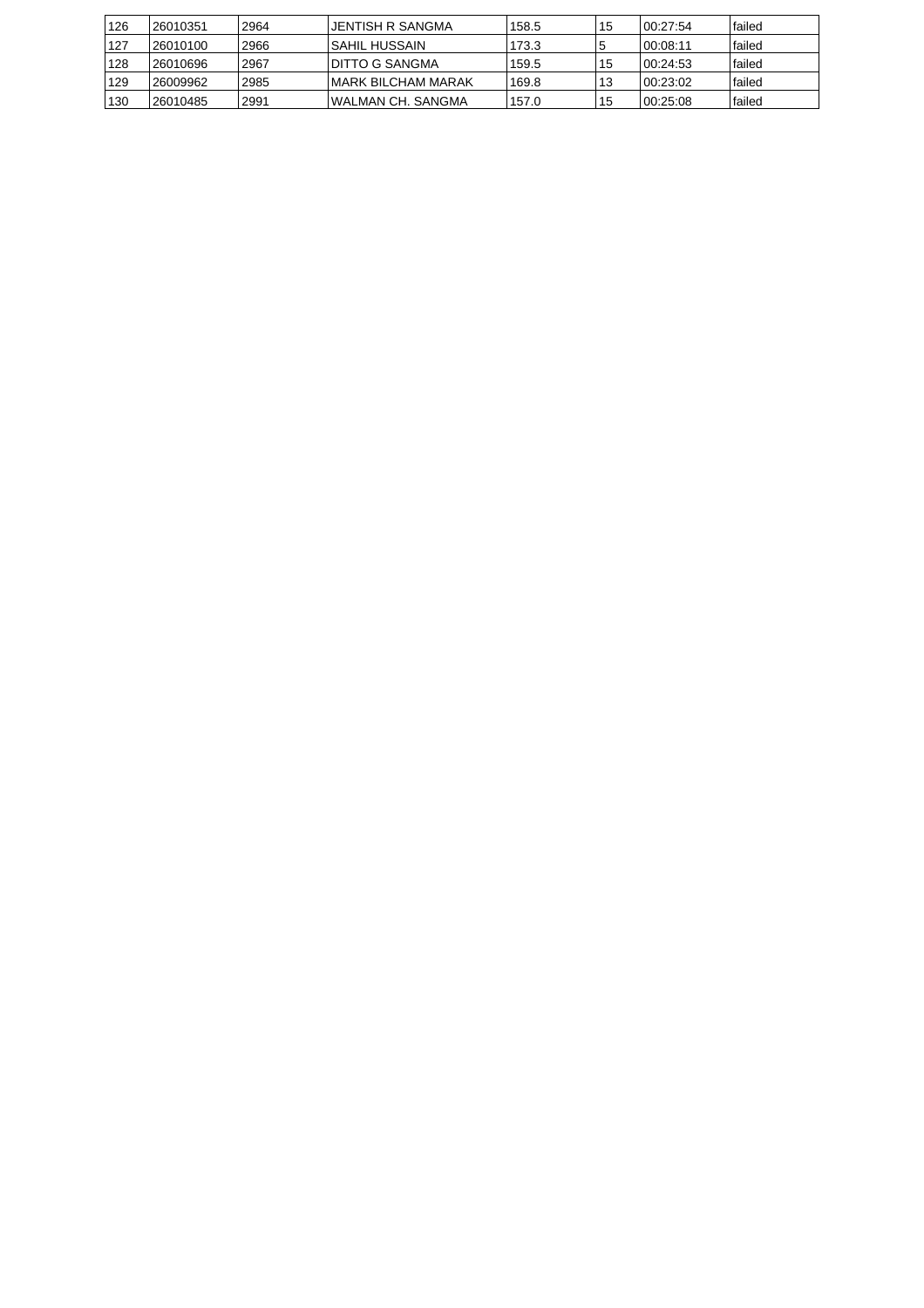| 126 | 26010351 | 2964 | JENTISH R SANGMA | 158.5 | 15 | 00:27:54 | failed |
|---|---|---|---|---|---|---|---|
| 127 | 26010100 | 2966 | SAHIL HUSSAIN | 173.3 | 5 | 00:08:11 | failed |
| 128 | 26010696 | 2967 | DITTO G SANGMA | 159.5 | 15 | 00:24:53 | failed |
| 129 | 26009962 | 2985 | MARK BILCHAM MARAK | 169.8 | 13 | 00:23:02 | failed |
| 130 | 26010485 | 2991 | WALMAN CH. SANGMA | 157.0 | 15 | 00:25:08 | failed |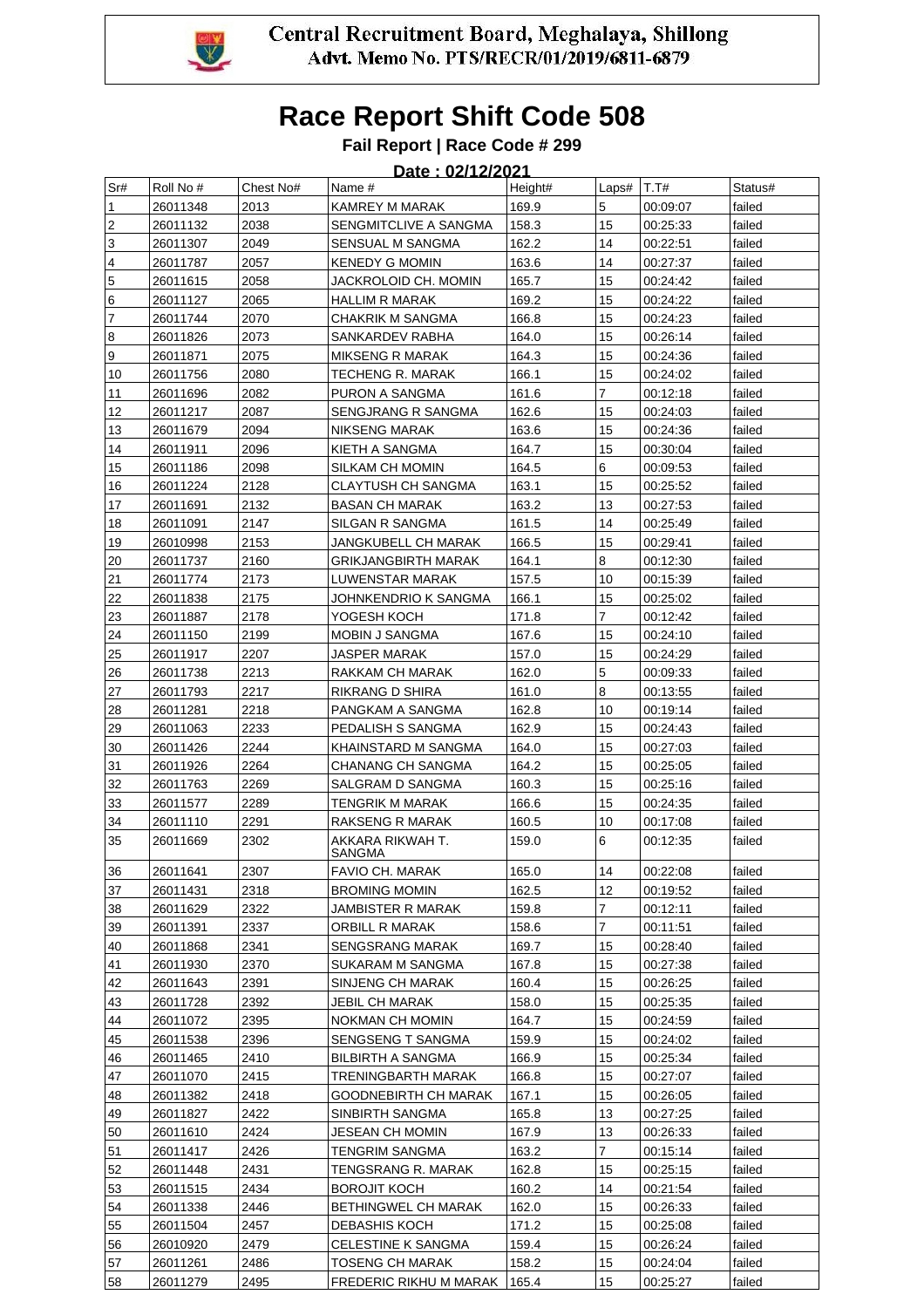Central Recruitment Board, Meghalaya, Shillong
Advt. Memo No. PTS/RECR/01/2019/6811-6879

# Race Report Shift Code 508

### Fail Report | Race Code # 299

**Date : 02/12/2021**

| Sr# | Roll No # | Chest No# | Name # | Height# | Laps# | T.T# | Status# |
|---|---|---|---|---|---|---|---|
| 1 | 26011348 | 2013 | KAMREY M MARAK | 169.9 | 5 | 00:09:07 | failed |
| 2 | 26011132 | 2038 | SENGMITCLIVE A SANGMA | 158.3 | 15 | 00:25:33 | failed |
| 3 | 26011307 | 2049 | SENSUAL M SANGMA | 162.2 | 14 | 00:22:51 | failed |
| 4 | 26011787 | 2057 | KENEDY G MOMIN | 163.6 | 14 | 00:27:37 | failed |
| 5 | 26011615 | 2058 | JACKROLOID CH. MOMIN | 165.7 | 15 | 00:24:42 | failed |
| 6 | 26011127 | 2065 | HALLIM R MARAK | 169.2 | 15 | 00:24:22 | failed |
| 7 | 26011744 | 2070 | CHAKRIK M SANGMA | 166.8 | 15 | 00:24:23 | failed |
| 8 | 26011826 | 2073 | SANKARDEV RABHA | 164.0 | 15 | 00:26:14 | failed |
| 9 | 26011871 | 2075 | MIKSENG R MARAK | 164.3 | 15 | 00:24:36 | failed |
| 10 | 26011756 | 2080 | TECHENG R. MARAK | 166.1 | 15 | 00:24:02 | failed |
| 11 | 26011696 | 2082 | PURON A SANGMA | 161.6 | 7 | 00:12:18 | failed |
| 12 | 26011217 | 2087 | SENGJRANG R SANGMA | 162.6 | 15 | 00:24:03 | failed |
| 13 | 26011679 | 2094 | NIKSENG MARAK | 163.6 | 15 | 00:24:36 | failed |
| 14 | 26011911 | 2096 | KIETH A SANGMA | 164.7 | 15 | 00:30:04 | failed |
| 15 | 26011186 | 2098 | SILKAM CH MOMIN | 164.5 | 6 | 00:09:53 | failed |
| 16 | 26011224 | 2128 | CLAYTUSH CH SANGMA | 163.1 | 15 | 00:25:52 | failed |
| 17 | 26011691 | 2132 | BASAN CH MARAK | 163.2 | 13 | 00:27:53 | failed |
| 18 | 26011091 | 2147 | SILGAN R SANGMA | 161.5 | 14 | 00:25:49 | failed |
| 19 | 26010998 | 2153 | JANGKUBELL CH MARAK | 166.5 | 15 | 00:29:41 | failed |
| 20 | 26011737 | 2160 | GRIKJANGBIRTH MARAK | 164.1 | 8 | 00:12:30 | failed |
| 21 | 26011774 | 2173 | LUWENSTAR MARAK | 157.5 | 10 | 00:15:39 | failed |
| 22 | 26011838 | 2175 | JOHNKENDRIO K SANGMA | 166.1 | 15 | 00:25:02 | failed |
| 23 | 26011887 | 2178 | YOGESH KOCH | 171.8 | 7 | 00:12:42 | failed |
| 24 | 26011150 | 2199 | MOBIN J SANGMA | 167.6 | 15 | 00:24:10 | failed |
| 25 | 26011917 | 2207 | JASPER MARAK | 157.0 | 15 | 00:24:29 | failed |
| 26 | 26011738 | 2213 | RAKKAM CH MARAK | 162.0 | 5 | 00:09:33 | failed |
| 27 | 26011793 | 2217 | RIKRANG D SHIRA | 161.0 | 8 | 00:13:55 | failed |
| 28 | 26011281 | 2218 | PANGKAM A SANGMA | 162.8 | 10 | 00:19:14 | failed |
| 29 | 26011063 | 2233 | PEDALISH S SANGMA | 162.9 | 15 | 00:24:43 | failed |
| 30 | 26011426 | 2244 | KHAINSTARD M SANGMA | 164.0 | 15 | 00:27:03 | failed |
| 31 | 26011926 | 2264 | CHANANG CH SANGMA | 164.2 | 15 | 00:25:05 | failed |
| 32 | 26011763 | 2269 | SALGRAM D SANGMA | 160.3 | 15 | 00:25:16 | failed |
| 33 | 26011577 | 2289 | TENGRIK M MARAK | 166.6 | 15 | 00:24:35 | failed |
| 34 | 26011110 | 2291 | RAKSENG R MARAK | 160.5 | 10 | 00:17:08 | failed |
| 35 | 26011669 | 2302 | AKKARA RIKWAH T. SANGMA | 159.0 | 6 | 00:12:35 | failed |
| 36 | 26011641 | 2307 | FAVIO CH. MARAK | 165.0 | 14 | 00:22:08 | failed |
| 37 | 26011431 | 2318 | BROMING MOMIN | 162.5 | 12 | 00:19:52 | failed |
| 38 | 26011629 | 2322 | JAMBISTER R MARAK | 159.8 | 7 | 00:12:11 | failed |
| 39 | 26011391 | 2337 | ORBILL R MARAK | 158.6 | 7 | 00:11:51 | failed |
| 40 | 26011868 | 2341 | SENGSRANG MARAK | 169.7 | 15 | 00:28:40 | failed |
| 41 | 26011930 | 2370 | SUKARAM M SANGMA | 167.8 | 15 | 00:27:38 | failed |
| 42 | 26011643 | 2391 | SINJENG CH MARAK | 160.4 | 15 | 00:26:25 | failed |
| 43 | 26011728 | 2392 | JEBIL CH MARAK | 158.0 | 15 | 00:25:35 | failed |
| 44 | 26011072 | 2395 | NOKMAN CH MOMIN | 164.7 | 15 | 00:24:59 | failed |
| 45 | 26011538 | 2396 | SENGSENG T SANGMA | 159.9 | 15 | 00:24:02 | failed |
| 46 | 26011465 | 2410 | BILBIRTH A SANGMA | 166.9 | 15 | 00:25:34 | failed |
| 47 | 26011070 | 2415 | TRENINGBARTH MARAK | 166.8 | 15 | 00:27:07 | failed |
| 48 | 26011382 | 2418 | GOODNEBIRTH CH MARAK | 167.1 | 15 | 00:26:05 | failed |
| 49 | 26011827 | 2422 | SINBIRTH SANGMA | 165.8 | 13 | 00:27:25 | failed |
| 50 | 26011610 | 2424 | JESEAN CH MOMIN | 167.9 | 13 | 00:26:33 | failed |
| 51 | 26011417 | 2426 | TENGRIM SANGMA | 163.2 | 7 | 00:15:14 | failed |
| 52 | 26011448 | 2431 | TENGSRANG R. MARAK | 162.8 | 15 | 00:25:15 | failed |
| 53 | 26011515 | 2434 | BOROJIT KOCH | 160.2 | 14 | 00:21:54 | failed |
| 54 | 26011338 | 2446 | BETHINGWEL CH MARAK | 162.0 | 15 | 00:26:33 | failed |
| 55 | 26011504 | 2457 | DEBASHIS KOCH | 171.2 | 15 | 00:25:08 | failed |
| 56 | 26010920 | 2479 | CELESTINE K SANGMA | 159.4 | 15 | 00:26:24 | failed |
| 57 | 26011261 | 2486 | TOSENG CH MARAK | 158.2 | 15 | 00:24:04 | failed |
| 58 | 26011279 | 2495 | FREDERIC RIKHU M MARAK | 165.4 | 15 | 00:25:27 | failed |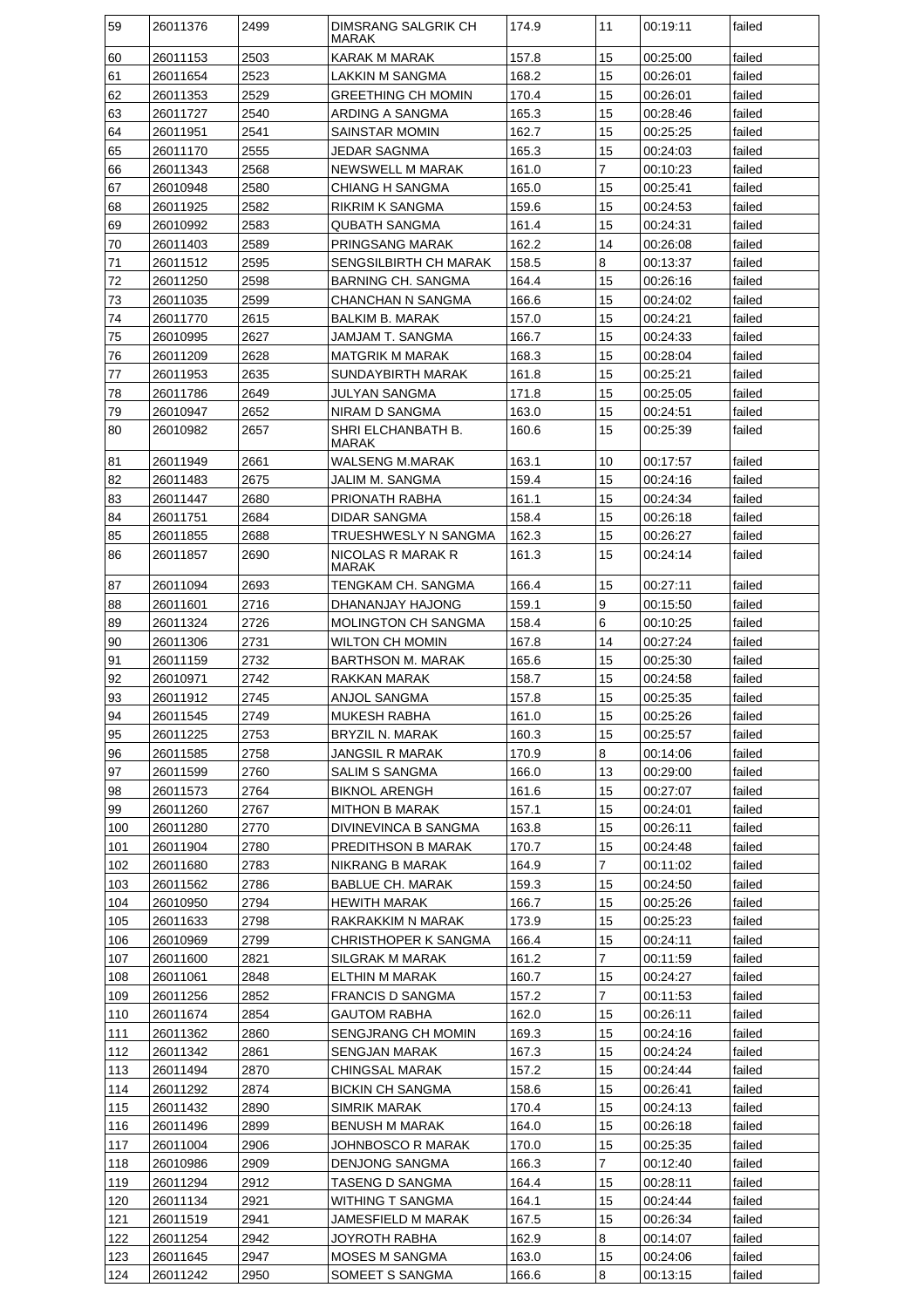| 59 | 26011376 | 2499 | DIMSRANG SALGRIK CH MARAK | 174.9 | 11 | 00:19:11 | failed |
|---|---|---|---|---|---|---|---|
| 60 | 26011153 | 2503 | KARAK M MARAK | 157.8 | 15 | 00:25:00 | failed |
| 61 | 26011654 | 2523 | LAKKIN M SANGMA | 168.2 | 15 | 00:26:01 | failed |
| 62 | 26011353 | 2529 | GREETHING CH MOMIN | 170.4 | 15 | 00:26:01 | failed |
| 63 | 26011727 | 2540 | ARDING A SANGMA | 165.3 | 15 | 00:28:46 | failed |
| 64 | 26011951 | 2541 | SAINSTAR MOMIN | 162.7 | 15 | 00:25:25 | failed |
| 65 | 26011170 | 2555 | JEDAR SAGNMA | 165.3 | 15 | 00:24:03 | failed |
| 66 | 26011343 | 2568 | NEWSWELL M MARAK | 161.0 | 7 | 00:10:23 | failed |
| 67 | 26010948 | 2580 | CHIANG H SANGMA | 165.0 | 15 | 00:25:41 | failed |
| 68 | 26011925 | 2582 | RIKRIM K SANGMA | 159.6 | 15 | 00:24:53 | failed |
| 69 | 26010992 | 2583 | QUBATH SANGMA | 161.4 | 15 | 00:24:31 | failed |
| 70 | 26011403 | 2589 | PRINGSANG MARAK | 162.2 | 14 | 00:26:08 | failed |
| 71 | 26011512 | 2595 | SENGSILBIRTH CH MARAK | 158.5 | 8 | 00:13:37 | failed |
| 72 | 26011250 | 2598 | BARNING CH. SANGMA | 164.4 | 15 | 00:26:16 | failed |
| 73 | 26011035 | 2599 | CHANCHAN N SANGMA | 166.6 | 15 | 00:24:02 | failed |
| 74 | 26011770 | 2615 | BALKIM B. MARAK | 157.0 | 15 | 00:24:21 | failed |
| 75 | 26010995 | 2627 | JAMJAM T. SANGMA | 166.7 | 15 | 00:24:33 | failed |
| 76 | 26011209 | 2628 | MATGRIK M MARAK | 168.3 | 15 | 00:28:04 | failed |
| 77 | 26011953 | 2635 | SUNDAYBIRTH MARAK | 161.8 | 15 | 00:25:21 | failed |
| 78 | 26011786 | 2649 | JULYAN SANGMA | 171.8 | 15 | 00:25:05 | failed |
| 79 | 26010947 | 2652 | NIRAM D SANGMA | 163.0 | 15 | 00:24:51 | failed |
| 80 | 26010982 | 2657 | SHRI ELCHANBATH B. MARAK | 160.6 | 15 | 00:25:39 | failed |
| 81 | 26011949 | 2661 | WALSENG M.MARAK | 163.1 | 10 | 00:17:57 | failed |
| 82 | 26011483 | 2675 | JALIM M. SANGMA | 159.4 | 15 | 00:24:16 | failed |
| 83 | 26011447 | 2680 | PRIONATH RABHA | 161.1 | 15 | 00:24:34 | failed |
| 84 | 26011751 | 2684 | DIDAR SANGMA | 158.4 | 15 | 00:26:18 | failed |
| 85 | 26011855 | 2688 | TRUESHWESLY N SANGMA | 162.3 | 15 | 00:26:27 | failed |
| 86 | 26011857 | 2690 | NICOLAS R MARAK R MARAK | 161.3 | 15 | 00:24:14 | failed |
| 87 | 26011094 | 2693 | TENGKAM CH. SANGMA | 166.4 | 15 | 00:27:11 | failed |
| 88 | 26011601 | 2716 | DHANANJAY HAJONG | 159.1 | 9 | 00:15:50 | failed |
| 89 | 26011324 | 2726 | MOLINGTON CH SANGMA | 158.4 | 6 | 00:10:25 | failed |
| 90 | 26011306 | 2731 | WILTON CH MOMIN | 167.8 | 14 | 00:27:24 | failed |
| 91 | 26011159 | 2732 | BARTHSON M. MARAK | 165.6 | 15 | 00:25:30 | failed |
| 92 | 26010971 | 2742 | RAKKAN MARAK | 158.7 | 15 | 00:24:58 | failed |
| 93 | 26011912 | 2745 | ANJOL SANGMA | 157.8 | 15 | 00:25:35 | failed |
| 94 | 26011545 | 2749 | MUKESH RABHA | 161.0 | 15 | 00:25:26 | failed |
| 95 | 26011225 | 2753 | BRYZIL N. MARAK | 160.3 | 15 | 00:25:57 | failed |
| 96 | 26011585 | 2758 | JANGSIL R MARAK | 170.9 | 8 | 00:14:06 | failed |
| 97 | 26011599 | 2760 | SALIM S SANGMA | 166.0 | 13 | 00:29:00 | failed |
| 98 | 26011573 | 2764 | BIKNOL ARENGH | 161.6 | 15 | 00:27:07 | failed |
| 99 | 26011260 | 2767 | MITHON B MARAK | 157.1 | 15 | 00:24:01 | failed |
| 100 | 26011280 | 2770 | DIVINEVINCA B SANGMA | 163.8 | 15 | 00:26:11 | failed |
| 101 | 26011904 | 2780 | PREDITHSON B MARAK | 170.7 | 15 | 00:24:48 | failed |
| 102 | 26011680 | 2783 | NIKRANG B MARAK | 164.9 | 7 | 00:11:02 | failed |
| 103 | 26011562 | 2786 | BABLUE CH. MARAK | 159.3 | 15 | 00:24:50 | failed |
| 104 | 26010950 | 2794 | HEWITH MARAK | 166.7 | 15 | 00:25:26 | failed |
| 105 | 26011633 | 2798 | RAKRAKKIM N MARAK | 173.9 | 15 | 00:25:23 | failed |
| 106 | 26010969 | 2799 | CHRISTHOPER K SANGMA | 166.4 | 15 | 00:24:11 | failed |
| 107 | 26011600 | 2821 | SILGRAK M MARAK | 161.2 | 7 | 00:11:59 | failed |
| 108 | 26011061 | 2848 | ELTHIN M MARAK | 160.7 | 15 | 00:24:27 | failed |
| 109 | 26011256 | 2852 | FRANCIS D SANGMA | 157.2 | 7 | 00:11:53 | failed |
| 110 | 26011674 | 2854 | GAUTOM RABHA | 162.0 | 15 | 00:26:11 | failed |
| 111 | 26011362 | 2860 | SENGJRANG CH MOMIN | 169.3 | 15 | 00:24:16 | failed |
| 112 | 26011342 | 2861 | SENGJAN MARAK | 167.3 | 15 | 00:24:24 | failed |
| 113 | 26011494 | 2870 | CHINGSAL MARAK | 157.2 | 15 | 00:24:44 | failed |
| 114 | 26011292 | 2874 | BICKIN CH SANGMA | 158.6 | 15 | 00:26:41 | failed |
| 115 | 26011432 | 2890 | SIMRIK MARAK | 170.4 | 15 | 00:24:13 | failed |
| 116 | 26011496 | 2899 | BENUSH M MARAK | 164.0 | 15 | 00:26:18 | failed |
| 117 | 26011004 | 2906 | JOHNBOSCO R MARAK | 170.0 | 15 | 00:25:35 | failed |
| 118 | 26010986 | 2909 | DENJONG SANGMA | 166.3 | 7 | 00:12:40 | failed |
| 119 | 26011294 | 2912 | TASENG D SANGMA | 164.4 | 15 | 00:28:11 | failed |
| 120 | 26011134 | 2921 | WITHING T SANGMA | 164.1 | 15 | 00:24:44 | failed |
| 121 | 26011519 | 2941 | JAMESFIELD M MARAK | 167.5 | 15 | 00:26:34 | failed |
| 122 | 26011254 | 2942 | JOYROTH RABHA | 162.9 | 8 | 00:14:07 | failed |
| 123 | 26011645 | 2947 | MOSES M SANGMA | 163.0 | 15 | 00:24:06 | failed |
| 124 | 26011242 | 2950 | SOMEET S SANGMA | 166.6 | 8 | 00:13:15 | failed |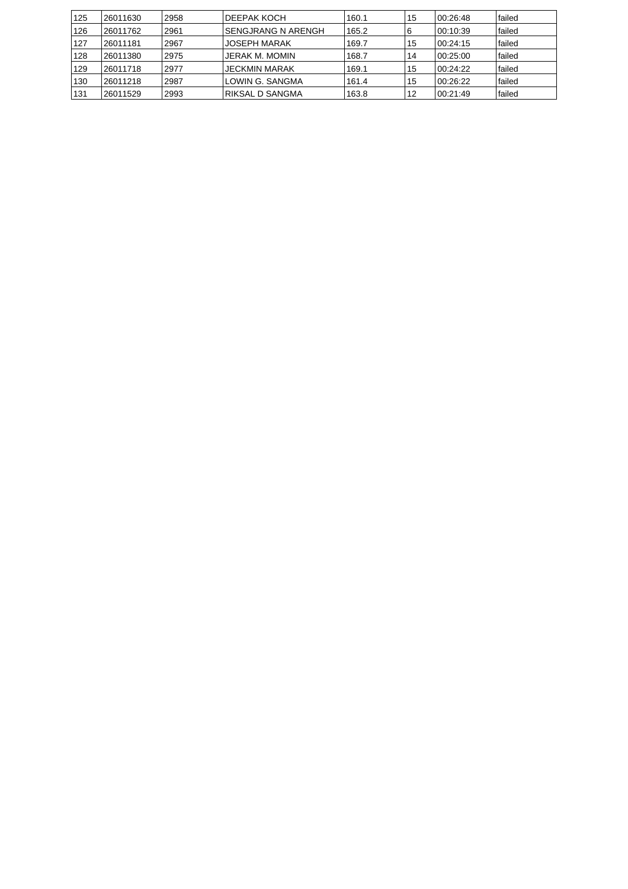| | | | | | | | |
|---|---|---|---|---|---|---|---|
| 125 | 26011630 | 2958 | DEEPAK KOCH | 160.1 | 15 | 00:26:48 | failed |
| 126 | 26011762 | 2961 | SENGJRANG N ARENGH | 165.2 | 6 | 00:10:39 | failed |
| 127 | 26011181 | 2967 | JOSEPH MARAK | 169.7 | 15 | 00:24:15 | failed |
| 128 | 26011380 | 2975 | JERAK M. MOMIN | 168.7 | 14 | 00:25:00 | failed |
| 129 | 26011718 | 2977 | JECKMIN MARAK | 169.1 | 15 | 00:24:22 | failed |
| 130 | 26011218 | 2987 | LOWIN G. SANGMA | 161.4 | 15 | 00:26:22 | failed |
| 131 | 26011529 | 2993 | RIKSAL D SANGMA | 163.8 | 12 | 00:21:49 | failed |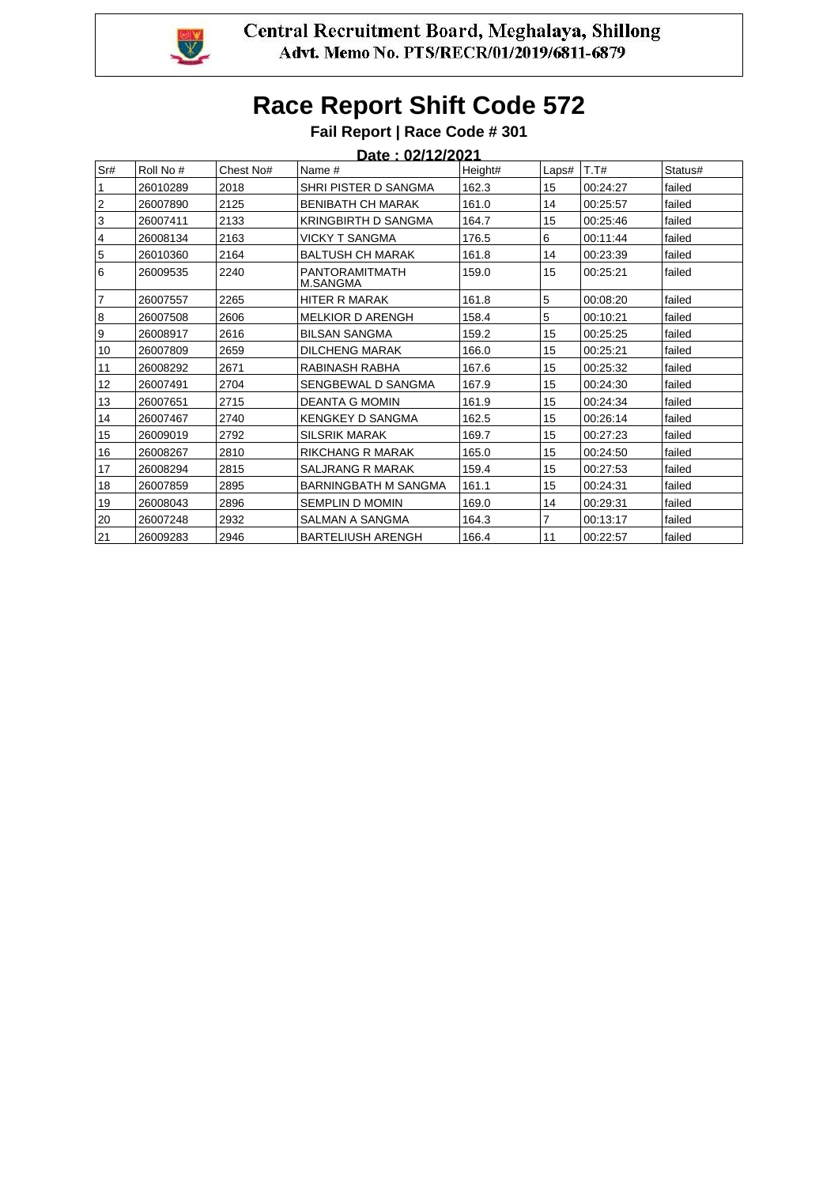Central Recruitment Board, Meghalaya, Shillong
Advt. Memo No. PTS/RECR/01/2019/6811-6879

# Race Report Shift Code 572

**Fail Report | Race Code # 301**

**Date : 02/12/2021**

| Sr# | Roll No # | Chest No# | Name # | Height# | Laps# | T.T# | Status# |
|---|---|---|---|---|---|---|---|
| 1 | 26010289 | 2018 | SHRI PISTER D SANGMA | 162.3 | 15 | 00:24:27 | failed |
| 2 | 26007890 | 2125 | BENIBATH CH MARAK | 161.0 | 14 | 00:25:57 | failed |
| 3 | 26007411 | 2133 | KRINGBIRTH D SANGMA | 164.7 | 15 | 00:25:46 | failed |
| 4 | 26008134 | 2163 | VICKY T SANGMA | 176.5 | 6 | 00:11:44 | failed |
| 5 | 26010360 | 2164 | BALTUSH CH MARAK | 161.8 | 14 | 00:23:39 | failed |
| 6 | 26009535 | 2240 | PANTORAMITMATH M.SANGMA | 159.0 | 15 | 00:25:21 | failed |
| 7 | 26007557 | 2265 | HITER R MARAK | 161.8 | 5 | 00:08:20 | failed |
| 8 | 26007508 | 2606 | MELKIOR D ARENGH | 158.4 | 5 | 00:10:21 | failed |
| 9 | 26008917 | 2616 | BILSAN SANGMA | 159.2 | 15 | 00:25:25 | failed |
| 10 | 26007809 | 2659 | DILCHENG MARAK | 166.0 | 15 | 00:25:21 | failed |
| 11 | 26008292 | 2671 | RABINASH RABHA | 167.6 | 15 | 00:25:32 | failed |
| 12 | 26007491 | 2704 | SENGBEWAL D SANGMA | 167.9 | 15 | 00:24:30 | failed |
| 13 | 26007651 | 2715 | DEANTA G MOMIN | 161.9 | 15 | 00:24:34 | failed |
| 14 | 26007467 | 2740 | KENGKEY D SANGMA | 162.5 | 15 | 00:26:14 | failed |
| 15 | 26009019 | 2792 | SILSRIK MARAK | 169.7 | 15 | 00:27:23 | failed |
| 16 | 26008267 | 2810 | RIKCHANG R MARAK | 165.0 | 15 | 00:24:50 | failed |
| 17 | 26008294 | 2815 | SALJRANG R MARAK | 159.4 | 15 | 00:27:53 | failed |
| 18 | 26007859 | 2895 | BARNINGBATH M SANGMA | 161.1 | 15 | 00:24:31 | failed |
| 19 | 26008043 | 2896 | SEMPLIN D MOMIN | 169.0 | 14 | 00:29:31 | failed |
| 20 | 26007248 | 2932 | SALMAN A SANGMA | 164.3 | 7 | 00:13:17 | failed |
| 21 | 26009283 | 2946 | BARTELIUSH ARENGH | 166.4 | 11 | 00:22:57 | failed |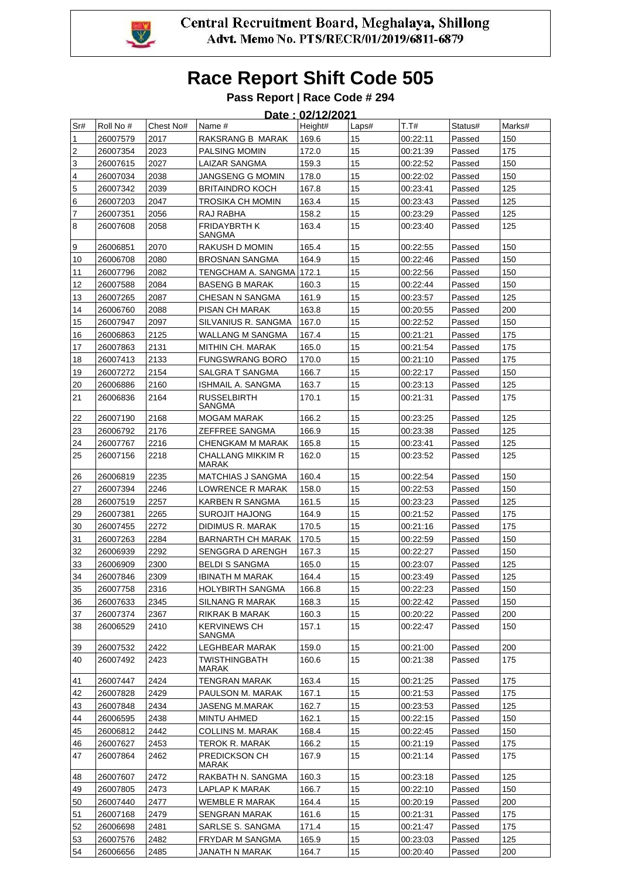Central Recruitment Board, Meghalaya, Shillong
Advt. Memo No. PTS/RECR/01/2019/6811-6879

# Race Report Shift Code 505

**Pass Report | Race Code # 294**

**Date : 02/12/2021**

| Sr# | Roll No # | Chest No# | Name # | Height# | Laps# | T.T# | Status# | Marks# |
|---|---|---|---|---|---|---|---|---|
| 1 | 26007579 | 2017 | RAKSRANG B MARAK | 169.6 | 15 | 00:22:11 | Passed | 150 |
| 2 | 26007354 | 2023 | PALSING MOMIN | 172.0 | 15 | 00:21:39 | Passed | 175 |
| 3 | 26007615 | 2027 | LAIZAR SANGMA | 159.3 | 15 | 00:22:52 | Passed | 150 |
| 4 | 26007034 | 2038 | JANGSENG G MOMIN | 178.0 | 15 | 00:22:02 | Passed | 150 |
| 5 | 26007342 | 2039 | BRITAINDRO KOCH | 167.8 | 15 | 00:23:41 | Passed | 125 |
| 6 | 26007203 | 2047 | TROSIKA CH MOMIN | 163.4 | 15 | 00:23:43 | Passed | 125 |
| 7 | 26007351 | 2056 | RAJ RABHA | 158.2 | 15 | 00:23:29 | Passed | 125 |
| 8 | 26007608 | 2058 | FRIDAYBRTH K SANGMA | 163.4 | 15 | 00:23:40 | Passed | 125 |
| 9 | 26006851 | 2070 | RAKUSH D MOMIN | 165.4 | 15 | 00:22:55 | Passed | 150 |
| 10 | 26006708 | 2080 | BROSNAN SANGMA | 164.9 | 15 | 00:22:46 | Passed | 150 |
| 11 | 26007796 | 2082 | TENGCHAM A. SANGMA | 172.1 | 15 | 00:22:56 | Passed | 150 |
| 12 | 26007588 | 2084 | BASENG B MARAK | 160.3 | 15 | 00:22:44 | Passed | 150 |
| 13 | 26007265 | 2087 | CHESAN N SANGMA | 161.9 | 15 | 00:23:57 | Passed | 125 |
| 14 | 26006760 | 2088 | PISAN CH MARAK | 163.8 | 15 | 00:20:55 | Passed | 200 |
| 15 | 26007947 | 2097 | SILVANIUS R. SANGMA | 167.0 | 15 | 00:22:52 | Passed | 150 |
| 16 | 26006863 | 2125 | WALLANG M SANGMA | 167.4 | 15 | 00:21:21 | Passed | 175 |
| 17 | 26007863 | 2131 | MITHIN CH. MARAK | 165.0 | 15 | 00:21:54 | Passed | 175 |
| 18 | 26007413 | 2133 | FUNGSWRANG BORO | 170.0 | 15 | 00:21:10 | Passed | 175 |
| 19 | 26007272 | 2154 | SALGRA T SANGMA | 166.7 | 15 | 00:22:17 | Passed | 150 |
| 20 | 26006886 | 2160 | ISHMAIL A. SANGMA | 163.7 | 15 | 00:23:13 | Passed | 125 |
| 21 | 26006836 | 2164 | RUSSELBIRTH SANGMA | 170.1 | 15 | 00:21:31 | Passed | 175 |
| 22 | 26007190 | 2168 | MOGAM MARAK | 166.2 | 15 | 00:23:25 | Passed | 125 |
| 23 | 26006792 | 2176 | ZEFFREE SANGMA | 166.9 | 15 | 00:23:38 | Passed | 125 |
| 24 | 26007767 | 2216 | CHENGKAM M MARAK | 165.8 | 15 | 00:23:41 | Passed | 125 |
| 25 | 26007156 | 2218 | CHALLANG MIKKIM R MARAK | 162.0 | 15 | 00:23:52 | Passed | 125 |
| 26 | 26006819 | 2235 | MATCHIAS J SANGMA | 160.4 | 15 | 00:22:54 | Passed | 150 |
| 27 | 26007394 | 2246 | LOWRENCE R MARAK | 158.0 | 15 | 00:22:53 | Passed | 150 |
| 28 | 26007519 | 2257 | KARBEN R SANGMA | 161.5 | 15 | 00:23:23 | Passed | 125 |
| 29 | 26007381 | 2265 | SUROJIT HAJONG | 164.9 | 15 | 00:21:52 | Passed | 175 |
| 30 | 26007455 | 2272 | DIDIMUS R. MARAK | 170.5 | 15 | 00:21:16 | Passed | 175 |
| 31 | 26007263 | 2284 | BARNARTH CH MARAK | 170.5 | 15 | 00:22:59 | Passed | 150 |
| 32 | 26006939 | 2292 | SENGGRA D ARENGH | 167.3 | 15 | 00:22:27 | Passed | 150 |
| 33 | 26006909 | 2300 | BELDI S SANGMA | 165.0 | 15 | 00:23:07 | Passed | 125 |
| 34 | 26007846 | 2309 | IBINATH M MARAK | 164.4 | 15 | 00:23:49 | Passed | 125 |
| 35 | 26007758 | 2316 | HOLYBIRTH SANGMA | 166.8 | 15 | 00:22:23 | Passed | 150 |
| 36 | 26007633 | 2345 | SILNANG R MARAK | 168.3 | 15 | 00:22:42 | Passed | 150 |
| 37 | 26007374 | 2367 | RIKRAK B MARAK | 160.3 | 15 | 00:20:22 | Passed | 200 |
| 38 | 26006529 | 2410 | KERVINEWS CH SANGMA | 157.1 | 15 | 00:22:47 | Passed | 150 |
| 39 | 26007532 | 2422 | LEGHBEAR MARAK | 159.0 | 15 | 00:21:00 | Passed | 200 |
| 40 | 26007492 | 2423 | TWISTHINGBATH MARAK | 160.6 | 15 | 00:21:38 | Passed | 175 |
| 41 | 26007447 | 2424 | TENGRAN MARAK | 163.4 | 15 | 00:21:25 | Passed | 175 |
| 42 | 26007828 | 2429 | PAULSON M. MARAK | 167.1 | 15 | 00:21:53 | Passed | 175 |
| 43 | 26007848 | 2434 | JASENG M.MARAK | 162.7 | 15 | 00:23:53 | Passed | 125 |
| 44 | 26006595 | 2438 | MINTU AHMED | 162.1 | 15 | 00:22:15 | Passed | 150 |
| 45 | 26006812 | 2442 | COLLINS M. MARAK | 168.4 | 15 | 00:22:45 | Passed | 150 |
| 46 | 26007627 | 2453 | TEROK R. MARAK | 166.2 | 15 | 00:21:19 | Passed | 175 |
| 47 | 26007864 | 2462 | PREDICKSON CH MARAK | 167.9 | 15 | 00:21:14 | Passed | 175 |
| 48 | 26007607 | 2472 | RAKBATH N. SANGMA | 160.3 | 15 | 00:23:18 | Passed | 125 |
| 49 | 26007805 | 2473 | LAPLAP K MARAK | 166.7 | 15 | 00:22:10 | Passed | 150 |
| 50 | 26007440 | 2477 | WEMBLE R MARAK | 164.4 | 15 | 00:20:19 | Passed | 200 |
| 51 | 26007168 | 2479 | SENGRAN MARAK | 161.6 | 15 | 00:21:31 | Passed | 175 |
| 52 | 26006698 | 2481 | SARLSE S. SANGMA | 171.4 | 15 | 00:21:47 | Passed | 175 |
| 53 | 26007576 | 2482 | FRYDAR M SANGMA | 165.9 | 15 | 00:23:03 | Passed | 125 |
| 54 | 26006656 | 2485 | JANATH N MARAK | 164.7 | 15 | 00:20:40 | Passed | 200 |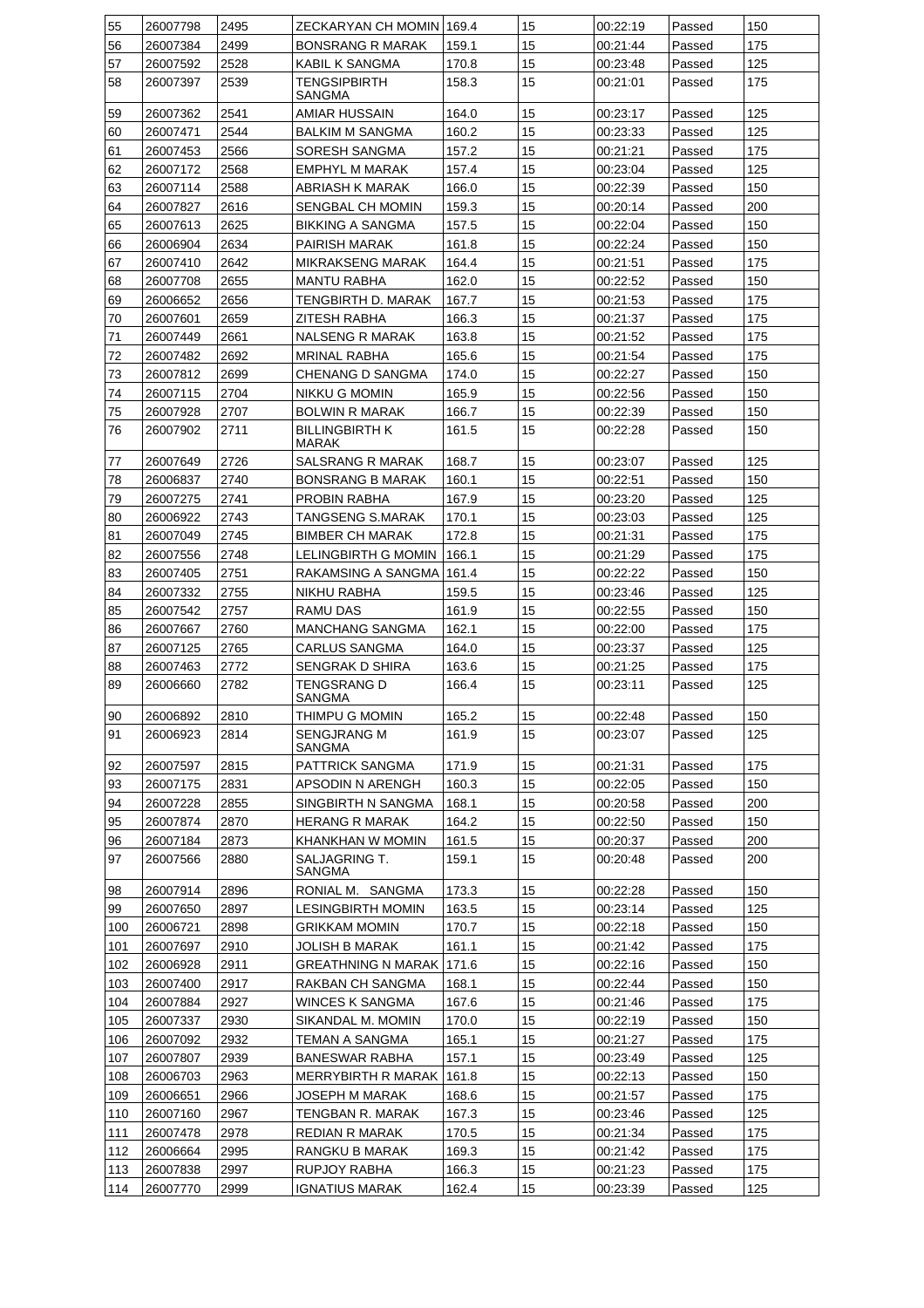| 55 | 26007798 | 2495 | ZECKARYAN CH MOMIN | 169.4 | 15 | 00:22:19 | Passed | 150 |
|---|---|---|---|---|---|---|---|---|
| 56 | 26007384 | 2499 | BONSRANG R MARAK | 159.1 | 15 | 00:21:44 | Passed | 175 |
| 57 | 26007592 | 2528 | KABIL K SANGMA | 170.8 | 15 | 00:23:48 | Passed | 125 |
| 58 | 26007397 | 2539 | TENGSIPBIRTH SANGMA | 158.3 | 15 | 00:21:01 | Passed | 175 |
| 59 | 26007362 | 2541 | AMIAR HUSSAIN | 164.0 | 15 | 00:23:17 | Passed | 125 |
| 60 | 26007471 | 2544 | BALKIM M SANGMA | 160.2 | 15 | 00:23:33 | Passed | 125 |
| 61 | 26007453 | 2566 | SORESH SANGMA | 157.2 | 15 | 00:21:21 | Passed | 175 |
| 62 | 26007172 | 2568 | EMPHYL M MARAK | 157.4 | 15 | 00:23:04 | Passed | 125 |
| 63 | 26007114 | 2588 | ABRIASH K MARAK | 166.0 | 15 | 00:22:39 | Passed | 150 |
| 64 | 26007827 | 2616 | SENGBAL CH MOMIN | 159.3 | 15 | 00:20:14 | Passed | 200 |
| 65 | 26007613 | 2625 | BIKKING A SANGMA | 157.5 | 15 | 00:22:04 | Passed | 150 |
| 66 | 26006904 | 2634 | PAIRISH MARAK | 161.8 | 15 | 00:22:24 | Passed | 150 |
| 67 | 26007410 | 2642 | MIKRAKSENG MARAK | 164.4 | 15 | 00:21:51 | Passed | 175 |
| 68 | 26007708 | 2655 | MANTU RABHA | 162.0 | 15 | 00:22:52 | Passed | 150 |
| 69 | 26006652 | 2656 | TENGBIRTH D. MARAK | 167.7 | 15 | 00:21:53 | Passed | 175 |
| 70 | 26007601 | 2659 | ZITESH RABHA | 166.3 | 15 | 00:21:37 | Passed | 175 |
| 71 | 26007449 | 2661 | NALSENG R MARAK | 163.8 | 15 | 00:21:52 | Passed | 175 |
| 72 | 26007482 | 2692 | MRINAL RABHA | 165.6 | 15 | 00:21:54 | Passed | 175 |
| 73 | 26007812 | 2699 | CHENANG D SANGMA | 174.0 | 15 | 00:22:27 | Passed | 150 |
| 74 | 26007115 | 2704 | NIKKU G MOMIN | 165.9 | 15 | 00:22:56 | Passed | 150 |
| 75 | 26007928 | 2707 | BOLWIN R MARAK | 166.7 | 15 | 00:22:39 | Passed | 150 |
| 76 | 26007902 | 2711 | BILLINGBIRTH K MARAK | 161.5 | 15 | 00:22:28 | Passed | 150 |
| 77 | 26007649 | 2726 | SALSRANG R MARAK | 168.7 | 15 | 00:23:07 | Passed | 125 |
| 78 | 26006837 | 2740 | BONSRANG B MARAK | 160.1 | 15 | 00:22:51 | Passed | 150 |
| 79 | 26007275 | 2741 | PROBIN RABHA | 167.9 | 15 | 00:23:20 | Passed | 125 |
| 80 | 26006922 | 2743 | TANGSENG S.MARAK | 170.1 | 15 | 00:23:03 | Passed | 125 |
| 81 | 26007049 | 2745 | BIMBER CH MARAK | 172.8 | 15 | 00:21:31 | Passed | 175 |
| 82 | 26007556 | 2748 | LELINGBIRTH G MOMIN | 166.1 | 15 | 00:21:29 | Passed | 175 |
| 83 | 26007405 | 2751 | RAKAMSING A SANGMA | 161.4 | 15 | 00:22:22 | Passed | 150 |
| 84 | 26007332 | 2755 | NIKHU RABHA | 159.5 | 15 | 00:23:46 | Passed | 125 |
| 85 | 26007542 | 2757 | RAMU DAS | 161.9 | 15 | 00:22:55 | Passed | 150 |
| 86 | 26007667 | 2760 | MANCHANG SANGMA | 162.1 | 15 | 00:22:00 | Passed | 175 |
| 87 | 26007125 | 2765 | CARLUS SANGMA | 164.0 | 15 | 00:23:37 | Passed | 125 |
| 88 | 26007463 | 2772 | SENGRAK D SHIRA | 163.6 | 15 | 00:21:25 | Passed | 175 |
| 89 | 26006660 | 2782 | TENGSRANG D SANGMA | 166.4 | 15 | 00:23:11 | Passed | 125 |
| 90 | 26006892 | 2810 | THIMPU G MOMIN | 165.2 | 15 | 00:22:48 | Passed | 150 |
| 91 | 26006923 | 2814 | SENGJRANG M SANGMA | 161.9 | 15 | 00:23:07 | Passed | 125 |
| 92 | 26007597 | 2815 | PATTRICK SANGMA | 171.9 | 15 | 00:21:31 | Passed | 175 |
| 93 | 26007175 | 2831 | APSODIN N ARENGH | 160.3 | 15 | 00:22:05 | Passed | 150 |
| 94 | 26007228 | 2855 | SINGBIRTH N SANGMA | 168.1 | 15 | 00:20:58 | Passed | 200 |
| 95 | 26007874 | 2870 | HERANG R MARAK | 164.2 | 15 | 00:22:50 | Passed | 150 |
| 96 | 26007184 | 2873 | KHANKHAN W MOMIN | 161.5 | 15 | 00:20:37 | Passed | 200 |
| 97 | 26007566 | 2880 | SALJAGRING T. SANGMA | 159.1 | 15 | 00:20:48 | Passed | 200 |
| 98 | 26007914 | 2896 | RONIAL M. SANGMA | 173.3 | 15 | 00:22:28 | Passed | 150 |
| 99 | 26007650 | 2897 | LESINGBIRTH MOMIN | 163.5 | 15 | 00:23:14 | Passed | 125 |
| 100 | 26006721 | 2898 | GRIKKAM MOMIN | 170.7 | 15 | 00:22:18 | Passed | 150 |
| 101 | 26007697 | 2910 | JOLISH B MARAK | 161.1 | 15 | 00:21:42 | Passed | 175 |
| 102 | 26006928 | 2911 | GREATHNING N MARAK | 171.6 | 15 | 00:22:16 | Passed | 150 |
| 103 | 26007400 | 2917 | RAKBAN CH SANGMA | 168.1 | 15 | 00:22:44 | Passed | 150 |
| 104 | 26007884 | 2927 | WINCES K SANGMA | 167.6 | 15 | 00:21:46 | Passed | 175 |
| 105 | 26007337 | 2930 | SIKANDAL M. MOMIN | 170.0 | 15 | 00:22:19 | Passed | 150 |
| 106 | 26007092 | 2932 | TEMAN A SANGMA | 165.1 | 15 | 00:21:27 | Passed | 175 |
| 107 | 26007807 | 2939 | BANESWAR RABHA | 157.1 | 15 | 00:23:49 | Passed | 125 |
| 108 | 26006703 | 2963 | MERRYBIRTH R MARAK | 161.8 | 15 | 00:22:13 | Passed | 150 |
| 109 | 26006651 | 2966 | JOSEPH M MARAK | 168.6 | 15 | 00:21:57 | Passed | 175 |
| 110 | 26007160 | 2967 | TENGBAN R. MARAK | 167.3 | 15 | 00:23:46 | Passed | 125 |
| 111 | 26007478 | 2978 | REDIAN R MARAK | 170.5 | 15 | 00:21:34 | Passed | 175 |
| 112 | 26006664 | 2995 | RANGKU B MARAK | 169.3 | 15 | 00:21:42 | Passed | 175 |
| 113 | 26007838 | 2997 | RUPJOY RABHA | 166.3 | 15 | 00:21:23 | Passed | 175 |
| 114 | 26007770 | 2999 | IGNATIUS MARAK | 162.4 | 15 | 00:23:39 | Passed | 125 |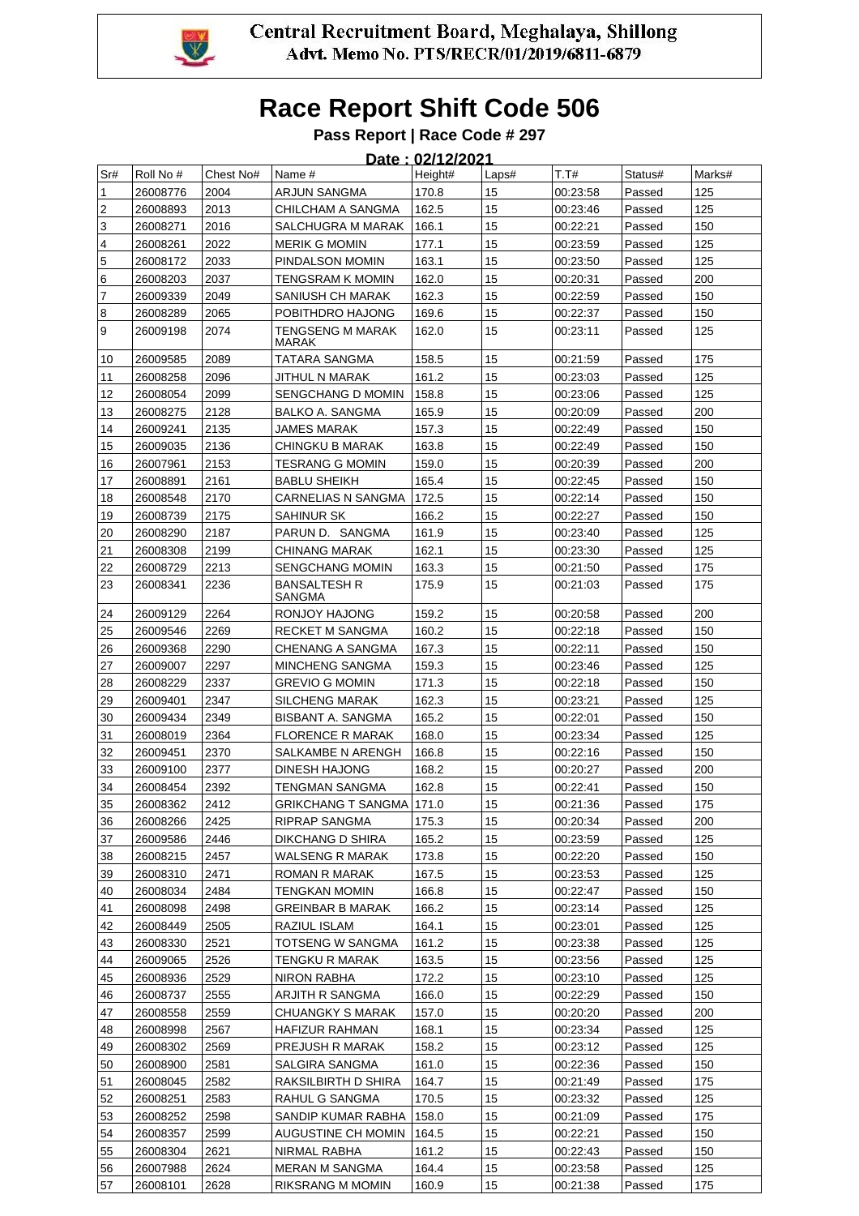Central Recruitment Board, Meghalaya, Shillong
Advt. Memo No. PTS/RECR/01/2019/6811-6879

# Race Report Shift Code 506

**Pass Report | Race Code # 297**

**Date : 02/12/2021**

| Sr# | Roll No # | Chest No# | Name # | Height# | Laps# | T.T# | Status# | Marks# |
|---|---|---|---|---|---|---|---|---|
| 1 | 26008776 | 2004 | ARJUN SANGMA | 170.8 | 15 | 00:23:58 | Passed | 125 |
| 2 | 26008893 | 2013 | CHILCHAM A SANGMA | 162.5 | 15 | 00:23:46 | Passed | 125 |
| 3 | 26008271 | 2016 | SALCHUGRA M MARAK | 166.1 | 15 | 00:22:21 | Passed | 150 |
| 4 | 26008261 | 2022 | MERIK G MOMIN | 177.1 | 15 | 00:23:59 | Passed | 125 |
| 5 | 26008172 | 2033 | PINDALSON MOMIN | 163.1 | 15 | 00:23:50 | Passed | 125 |
| 6 | 26008203 | 2037 | TENGSRAM K MOMIN | 162.0 | 15 | 00:20:31 | Passed | 200 |
| 7 | 26009339 | 2049 | SANIUSH CH MARAK | 162.3 | 15 | 00:22:59 | Passed | 150 |
| 8 | 26008289 | 2065 | POBITHDRO HAJONG | 169.6 | 15 | 00:22:37 | Passed | 150 |
| 9 | 26009198 | 2074 | TENGSENG M MARAK MARAK | 162.0 | 15 | 00:23:11 | Passed | 125 |
| 10 | 26009585 | 2089 | TATARA SANGMA | 158.5 | 15 | 00:21:59 | Passed | 175 |
| 11 | 26008258 | 2096 | JITHUL N MARAK | 161.2 | 15 | 00:23:03 | Passed | 125 |
| 12 | 26008054 | 2099 | SENGCHANG D MOMIN | 158.8 | 15 | 00:23:06 | Passed | 125 |
| 13 | 26008275 | 2128 | BALKO A. SANGMA | 165.9 | 15 | 00:20:09 | Passed | 200 |
| 14 | 26009241 | 2135 | JAMES MARAK | 157.3 | 15 | 00:22:49 | Passed | 150 |
| 15 | 26009035 | 2136 | CHINGKU B MARAK | 163.8 | 15 | 00:22:49 | Passed | 150 |
| 16 | 26007961 | 2153 | TESRANG G MOMIN | 159.0 | 15 | 00:20:39 | Passed | 200 |
| 17 | 26008891 | 2161 | BABLU SHEIKH | 165.4 | 15 | 00:22:45 | Passed | 150 |
| 18 | 26008548 | 2170 | CARNELIAS N SANGMA | 172.5 | 15 | 00:22:14 | Passed | 150 |
| 19 | 26008739 | 2175 | SAHINUR SK | 166.2 | 15 | 00:22:27 | Passed | 150 |
| 20 | 26008290 | 2187 | PARUN D. SANGMA | 161.9 | 15 | 00:23:40 | Passed | 125 |
| 21 | 26008308 | 2199 | CHINANG MARAK | 162.1 | 15 | 00:23:30 | Passed | 125 |
| 22 | 26008729 | 2213 | SENGCHANG MOMIN | 163.3 | 15 | 00:21:50 | Passed | 175 |
| 23 | 26008341 | 2236 | BANSALTESH R SANGMA | 175.9 | 15 | 00:21:03 | Passed | 175 |
| 24 | 26009129 | 2264 | RONJOY HAJONG | 159.2 | 15 | 00:20:58 | Passed | 200 |
| 25 | 26009546 | 2269 | RECKET M SANGMA | 160.2 | 15 | 00:22:18 | Passed | 150 |
| 26 | 26009368 | 2290 | CHENANG A SANGMA | 167.3 | 15 | 00:22:11 | Passed | 150 |
| 27 | 26009007 | 2297 | MINCHENG SANGMA | 159.3 | 15 | 00:23:46 | Passed | 125 |
| 28 | 26008229 | 2337 | GREVIO G MOMIN | 171.3 | 15 | 00:22:18 | Passed | 150 |
| 29 | 26009401 | 2347 | SILCHENG MARAK | 162.3 | 15 | 00:23:21 | Passed | 125 |
| 30 | 26009434 | 2349 | BISBANT A. SANGMA | 165.2 | 15 | 00:22:01 | Passed | 150 |
| 31 | 26008019 | 2364 | FLORENCE R MARAK | 168.0 | 15 | 00:23:34 | Passed | 125 |
| 32 | 26009451 | 2370 | SALKAMBE N ARENGH | 166.8 | 15 | 00:22:16 | Passed | 150 |
| 33 | 26009100 | 2377 | DINESH HAJONG | 168.2 | 15 | 00:20:27 | Passed | 200 |
| 34 | 26008454 | 2392 | TENGMAN SANGMA | 162.8 | 15 | 00:22:41 | Passed | 150 |
| 35 | 26008362 | 2412 | GRIKCHANG T SANGMA | 171.0 | 15 | 00:21:36 | Passed | 175 |
| 36 | 26008266 | 2425 | RIPRAP SANGMA | 175.3 | 15 | 00:20:34 | Passed | 200 |
| 37 | 26009586 | 2446 | DIKCHANG D SHIRA | 165.2 | 15 | 00:23:59 | Passed | 125 |
| 38 | 26008215 | 2457 | WALSENG R MARAK | 173.8 | 15 | 00:22:20 | Passed | 150 |
| 39 | 26008310 | 2471 | ROMAN R MARAK | 167.5 | 15 | 00:23:53 | Passed | 125 |
| 40 | 26008034 | 2484 | TENGKAN MOMIN | 166.8 | 15 | 00:22:47 | Passed | 150 |
| 41 | 26008098 | 2498 | GREINBAR B MARAK | 166.2 | 15 | 00:23:14 | Passed | 125 |
| 42 | 26008449 | 2505 | RAZIUL ISLAM | 164.1 | 15 | 00:23:01 | Passed | 125 |
| 43 | 26008330 | 2521 | TOTSENG W SANGMA | 161.2 | 15 | 00:23:38 | Passed | 125 |
| 44 | 26009065 | 2526 | TENGKU R MARAK | 163.5 | 15 | 00:23:56 | Passed | 125 |
| 45 | 26008936 | 2529 | NIRON RABHA | 172.2 | 15 | 00:23:10 | Passed | 125 |
| 46 | 26008737 | 2555 | ARJITH R SANGMA | 166.0 | 15 | 00:22:29 | Passed | 150 |
| 47 | 26008558 | 2559 | CHUANGKY S MARAK | 157.0 | 15 | 00:20:20 | Passed | 200 |
| 48 | 26008998 | 2567 | HAFIZUR RAHMAN | 168.1 | 15 | 00:23:34 | Passed | 125 |
| 49 | 26008302 | 2569 | PREJUSH R MARAK | 158.2 | 15 | 00:23:12 | Passed | 125 |
| 50 | 26008900 | 2581 | SALGIRA SANGMA | 161.0 | 15 | 00:22:36 | Passed | 150 |
| 51 | 26008045 | 2582 | RAKSILBIRTH D SHIRA | 164.7 | 15 | 00:21:49 | Passed | 175 |
| 52 | 26008251 | 2583 | RAHUL G SANGMA | 170.5 | 15 | 00:23:32 | Passed | 125 |
| 53 | 26008252 | 2598 | SANDIP KUMAR RABHA | 158.0 | 15 | 00:21:09 | Passed | 175 |
| 54 | 26008357 | 2599 | AUGUSTINE CH MOMIN | 164.5 | 15 | 00:22:21 | Passed | 150 |
| 55 | 26008304 | 2621 | NIRMAL RABHA | 161.2 | 15 | 00:22:43 | Passed | 150 |
| 56 | 26007988 | 2624 | MERAN M SANGMA | 164.4 | 15 | 00:23:58 | Passed | 125 |
| 57 | 26008101 | 2628 | RIKSRANG M MOMIN | 160.9 | 15 | 00:21:38 | Passed | 175 |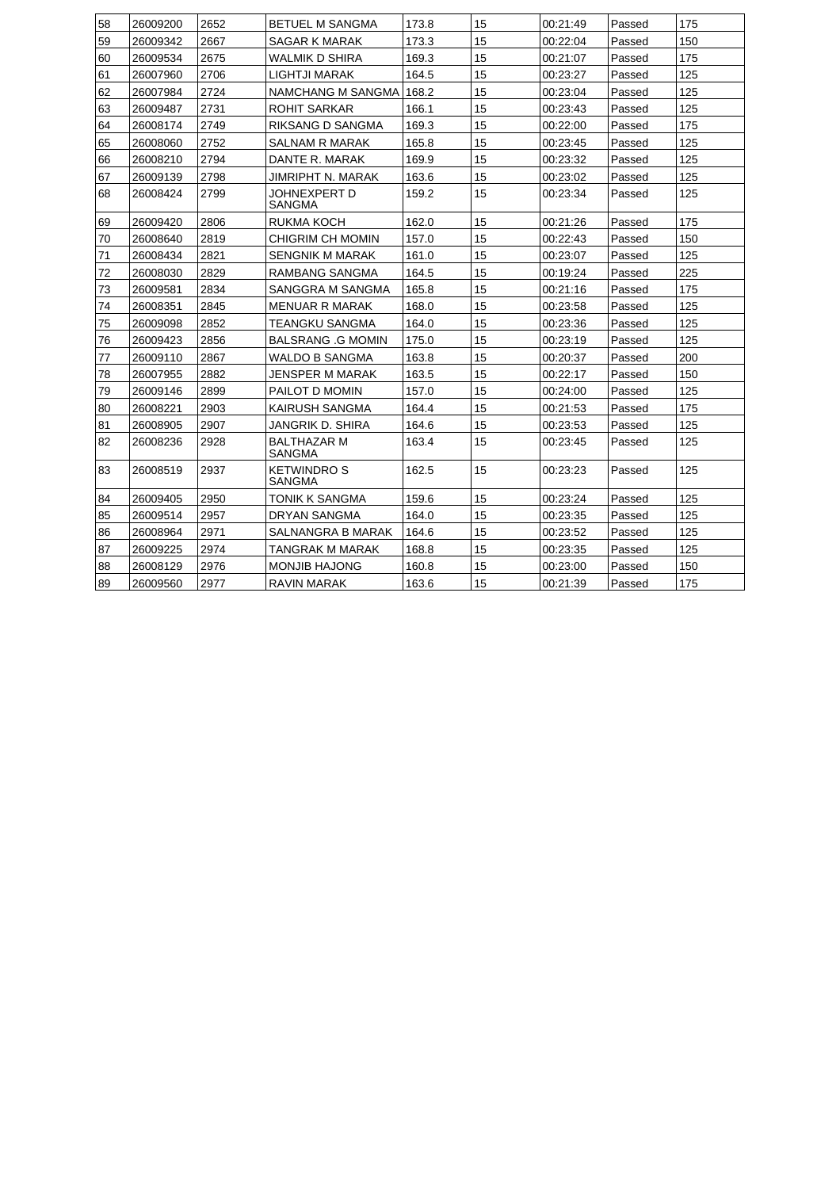| 58 | 26009200 | 2652 | BETUEL M SANGMA | 173.8 | 15 | 00:21:49 | Passed | 175 |
|---|---|---|---|---|---|---|---|---|
| 59 | 26009342 | 2667 | SAGAR K MARAK | 173.3 | 15 | 00:22:04 | Passed | 150 |
| 60 | 26009534 | 2675 | WALMIK D SHIRA | 169.3 | 15 | 00:21:07 | Passed | 175 |
| 61 | 26007960 | 2706 | LIGHTJI MARAK | 164.5 | 15 | 00:23:27 | Passed | 125 |
| 62 | 26007984 | 2724 | NAMCHANG M SANGMA | 168.2 | 15 | 00:23:04 | Passed | 125 |
| 63 | 26009487 | 2731 | ROHIT SARKAR | 166.1 | 15 | 00:23:43 | Passed | 125 |
| 64 | 26008174 | 2749 | RIKSANG D SANGMA | 169.3 | 15 | 00:22:00 | Passed | 175 |
| 65 | 26008060 | 2752 | SALNAM R MARAK | 165.8 | 15 | 00:23:45 | Passed | 125 |
| 66 | 26008210 | 2794 | DANTE R. MARAK | 169.9 | 15 | 00:23:32 | Passed | 125 |
| 67 | 26009139 | 2798 | JIMRIPHT N. MARAK | 163.6 | 15 | 00:23:02 | Passed | 125 |
| 68 | 26008424 | 2799 | JOHNEXPERT D SANGMA | 159.2 | 15 | 00:23:34 | Passed | 125 |
| 69 | 26009420 | 2806 | RUKMA KOCH | 162.0 | 15 | 00:21:26 | Passed | 175 |
| 70 | 26008640 | 2819 | CHIGRIM CH MOMIN | 157.0 | 15 | 00:22:43 | Passed | 150 |
| 71 | 26008434 | 2821 | SENGNIK M MARAK | 161.0 | 15 | 00:23:07 | Passed | 125 |
| 72 | 26008030 | 2829 | RAMBANG SANGMA | 164.5 | 15 | 00:19:24 | Passed | 225 |
| 73 | 26009581 | 2834 | SANGGRA M SANGMA | 165.8 | 15 | 00:21:16 | Passed | 175 |
| 74 | 26008351 | 2845 | MENUAR R MARAK | 168.0 | 15 | 00:23:58 | Passed | 125 |
| 75 | 26009098 | 2852 | TEANGKU SANGMA | 164.0 | 15 | 00:23:36 | Passed | 125 |
| 76 | 26009423 | 2856 | BALSRANG .G MOMIN | 175.0 | 15 | 00:23:19 | Passed | 125 |
| 77 | 26009110 | 2867 | WALDO B SANGMA | 163.8 | 15 | 00:20:37 | Passed | 200 |
| 78 | 26007955 | 2882 | JENSPER M MARAK | 163.5 | 15 | 00:22:17 | Passed | 150 |
| 79 | 26009146 | 2899 | PAILOT D MOMIN | 157.0 | 15 | 00:24:00 | Passed | 125 |
| 80 | 26008221 | 2903 | KAIRUSH SANGMA | 164.4 | 15 | 00:21:53 | Passed | 175 |
| 81 | 26008905 | 2907 | JANGRIK D. SHIRA | 164.6 | 15 | 00:23:53 | Passed | 125 |
| 82 | 26008236 | 2928 | BALTHAZAR M SANGMA | 163.4 | 15 | 00:23:45 | Passed | 125 |
| 83 | 26008519 | 2937 | KETWINDRO S SANGMA | 162.5 | 15 | 00:23:23 | Passed | 125 |
| 84 | 26009405 | 2950 | TONIK K SANGMA | 159.6 | 15 | 00:23:24 | Passed | 125 |
| 85 | 26009514 | 2957 | DRYAN SANGMA | 164.0 | 15 | 00:23:35 | Passed | 125 |
| 86 | 26008964 | 2971 | SALNANGRA B MARAK | 164.6 | 15 | 00:23:52 | Passed | 125 |
| 87 | 26009225 | 2974 | TANGRAK M MARAK | 168.8 | 15 | 00:23:35 | Passed | 125 |
| 88 | 26008129 | 2976 | MONJIB HAJONG | 160.8 | 15 | 00:23:00 | Passed | 150 |
| 89 | 26009560 | 2977 | RAVIN MARAK | 163.6 | 15 | 00:21:39 | Passed | 175 |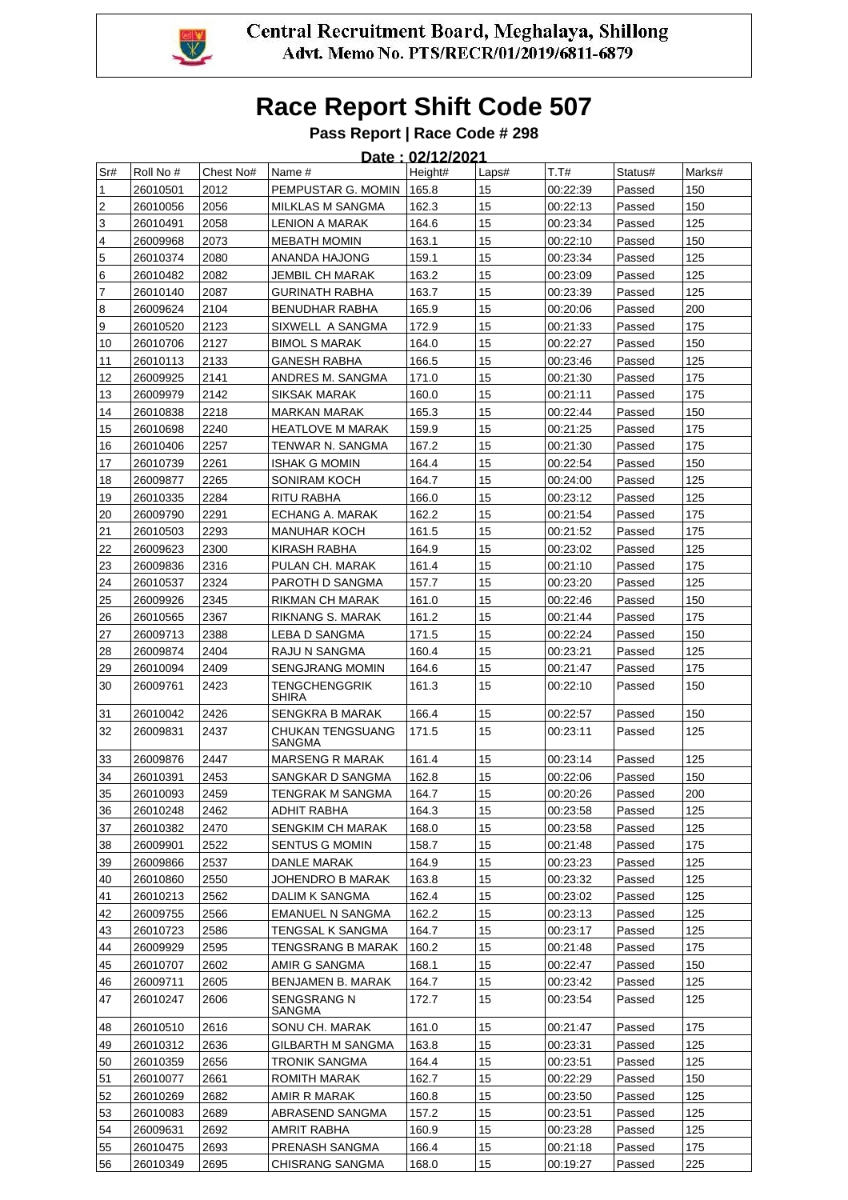Central Recruitment Board, Meghalaya, Shillong
Advt. Memo No. PTS/RECR/01/2019/6811-6879

# Race Report Shift Code 507

### Pass Report | Race Code # 298

**Date : 02/12/2021**

| Sr# | Roll No # | Chest No# | Name # | Height# | Laps# | T.T# | Status# | Marks# |
|---|---|---|---|---|---|---|---|---|
| 1 | 26010501 | 2012 | PEMPUSTAR G. MOMIN | 165.8 | 15 | 00:22:39 | Passed | 150 |
| 2 | 26010056 | 2056 | MILKLAS M SANGMA | 162.3 | 15 | 00:22:13 | Passed | 150 |
| 3 | 26010491 | 2058 | LENION A MARAK | 164.6 | 15 | 00:23:34 | Passed | 125 |
| 4 | 26009968 | 2073 | MEBATH MOMIN | 163.1 | 15 | 00:22:10 | Passed | 150 |
| 5 | 26010374 | 2080 | ANANDA HAJONG | 159.1 | 15 | 00:23:34 | Passed | 125 |
| 6 | 26010482 | 2082 | JEMBIL CH MARAK | 163.2 | 15 | 00:23:09 | Passed | 125 |
| 7 | 26010140 | 2087 | GURINATH RABHA | 163.7 | 15 | 00:23:39 | Passed | 125 |
| 8 | 26009624 | 2104 | BENUDHAR RABHA | 165.9 | 15 | 00:20:06 | Passed | 200 |
| 9 | 26010520 | 2123 | SIXWELL A SANGMA | 172.9 | 15 | 00:21:33 | Passed | 175 |
| 10 | 26010706 | 2127 | BIMOL S MARAK | 164.0 | 15 | 00:22:27 | Passed | 150 |
| 11 | 26010113 | 2133 | GANESH RABHA | 166.5 | 15 | 00:23:46 | Passed | 125 |
| 12 | 26009925 | 2141 | ANDRES M. SANGMA | 171.0 | 15 | 00:21:30 | Passed | 175 |
| 13 | 26009979 | 2142 | SIKSAK MARAK | 160.0 | 15 | 00:21:11 | Passed | 175 |
| 14 | 26010838 | 2218 | MARKAN MARAK | 165.3 | 15 | 00:22:44 | Passed | 150 |
| 15 | 26010698 | 2240 | HEATLOVE M MARAK | 159.9 | 15 | 00:21:25 | Passed | 175 |
| 16 | 26010406 | 2257 | TENWAR N. SANGMA | 167.2 | 15 | 00:21:30 | Passed | 175 |
| 17 | 26010739 | 2261 | ISHAK G MOMIN | 164.4 | 15 | 00:22:54 | Passed | 150 |
| 18 | 26009877 | 2265 | SONIRAM KOCH | 164.7 | 15 | 00:24:00 | Passed | 125 |
| 19 | 26010335 | 2284 | RITU RABHA | 166.0 | 15 | 00:23:12 | Passed | 125 |
| 20 | 26009790 | 2291 | ECHANG A. MARAK | 162.2 | 15 | 00:21:54 | Passed | 175 |
| 21 | 26010503 | 2293 | MANUHAR KOCH | 161.5 | 15 | 00:21:52 | Passed | 175 |
| 22 | 26009623 | 2300 | KIRASH RABHA | 164.9 | 15 | 00:23:02 | Passed | 125 |
| 23 | 26009836 | 2316 | PULAN CH. MARAK | 161.4 | 15 | 00:21:10 | Passed | 175 |
| 24 | 26010537 | 2324 | PAROTH D SANGMA | 157.7 | 15 | 00:23:20 | Passed | 125 |
| 25 | 26009926 | 2345 | RIKMAN CH MARAK | 161.0 | 15 | 00:22:46 | Passed | 150 |
| 26 | 26010565 | 2367 | RIKNANG S. MARAK | 161.2 | 15 | 00:21:44 | Passed | 175 |
| 27 | 26009713 | 2388 | LEBA D SANGMA | 171.5 | 15 | 00:22:24 | Passed | 150 |
| 28 | 26009874 | 2404 | RAJU N SANGMA | 160.4 | 15 | 00:23:21 | Passed | 125 |
| 29 | 26010094 | 2409 | SENGJRANG MOMIN | 164.6 | 15 | 00:21:47 | Passed | 175 |
| 30 | 26009761 | 2423 | TENGCHENGGRIK SHIRA | 161.3 | 15 | 00:22:10 | Passed | 150 |
| 31 | 26010042 | 2426 | SENGKRA B MARAK | 166.4 | 15 | 00:22:57 | Passed | 150 |
| 32 | 26009831 | 2437 | CHUKAN TENGSUANG SANGMA | 171.5 | 15 | 00:23:11 | Passed | 125 |
| 33 | 26009876 | 2447 | MARSENG R MARAK | 161.4 | 15 | 00:23:14 | Passed | 125 |
| 34 | 26010391 | 2453 | SANGKAR D SANGMA | 162.8 | 15 | 00:22:06 | Passed | 150 |
| 35 | 26010093 | 2459 | TENGRAK M SANGMA | 164.7 | 15 | 00:20:26 | Passed | 200 |
| 36 | 26010248 | 2462 | ADHIT RABHA | 164.3 | 15 | 00:23:58 | Passed | 125 |
| 37 | 26010382 | 2470 | SENGKIM CH MARAK | 168.0 | 15 | 00:23:58 | Passed | 125 |
| 38 | 26009901 | 2522 | SENTUS G MOMIN | 158.7 | 15 | 00:21:48 | Passed | 175 |
| 39 | 26009866 | 2537 | DANLE MARAK | 164.9 | 15 | 00:23:23 | Passed | 125 |
| 40 | 26010860 | 2550 | JOHENDRO B MARAK | 163.8 | 15 | 00:23:32 | Passed | 125 |
| 41 | 26010213 | 2562 | DALIM K SANGMA | 162.4 | 15 | 00:23:02 | Passed | 125 |
| 42 | 26009755 | 2566 | EMANUEL N SANGMA | 162.2 | 15 | 00:23:13 | Passed | 125 |
| 43 | 26010723 | 2586 | TENGSAL K SANGMA | 164.7 | 15 | 00:23:17 | Passed | 125 |
| 44 | 26009929 | 2595 | TENGSRANG B MARAK | 160.2 | 15 | 00:21:48 | Passed | 175 |
| 45 | 26010707 | 2602 | AMIR G SANGMA | 168.1 | 15 | 00:22:47 | Passed | 150 |
| 46 | 26009711 | 2605 | BENJAMEN B. MARAK | 164.7 | 15 | 00:23:42 | Passed | 125 |
| 47 | 26010247 | 2606 | SENGSRANG N SANGMA | 172.7 | 15 | 00:23:54 | Passed | 125 |
| 48 | 26010510 | 2616 | SONU CH. MARAK | 161.0 | 15 | 00:21:47 | Passed | 175 |
| 49 | 26010312 | 2636 | GILBARTH M SANGMA | 163.8 | 15 | 00:23:31 | Passed | 125 |
| 50 | 26010359 | 2656 | TRONIK SANGMA | 164.4 | 15 | 00:23:51 | Passed | 125 |
| 51 | 26010077 | 2661 | ROMITH MARAK | 162.7 | 15 | 00:22:29 | Passed | 150 |
| 52 | 26010269 | 2682 | AMIR R MARAK | 160.8 | 15 | 00:23:50 | Passed | 125 |
| 53 | 26010083 | 2689 | ABRASEND SANGMA | 157.2 | 15 | 00:23:51 | Passed | 125 |
| 54 | 26009631 | 2692 | AMRIT RABHA | 160.9 | 15 | 00:23:28 | Passed | 125 |
| 55 | 26010475 | 2693 | PRENASH SANGMA | 166.4 | 15 | 00:21:18 | Passed | 175 |
| 56 | 26010349 | 2695 | CHISRANG SANGMA | 168.0 | 15 | 00:19:27 | Passed | 225 |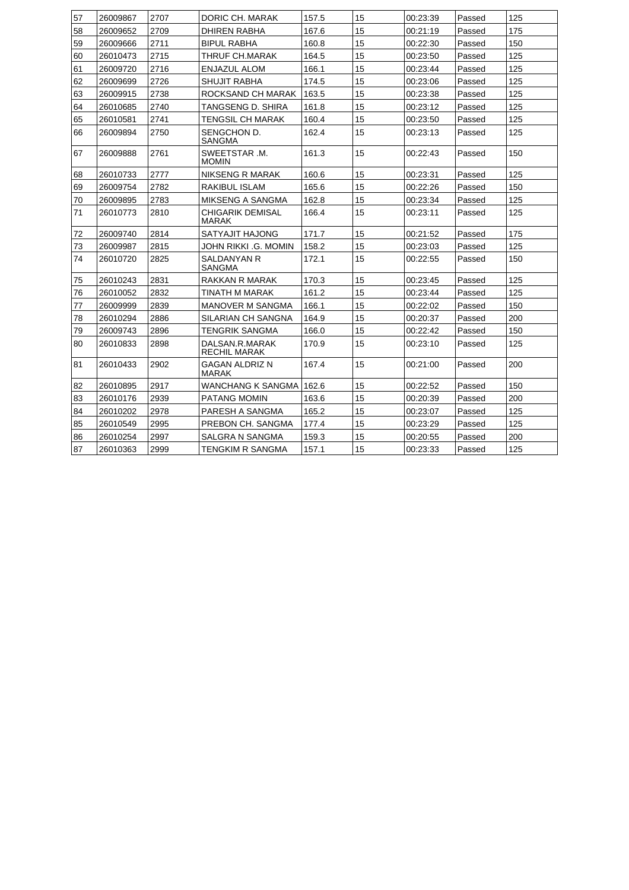| 57 | 26009867 | 2707 | DORIC CH. MARAK | 157.5 | 15 | 00:23:39 | Passed | 125 |
|---|---|---|---|---|---|---|---|---|
| 58 | 26009652 | 2709 | DHIREN RABHA | 167.6 | 15 | 00:21:19 | Passed | 175 |
| 59 | 26009666 | 2711 | BIPUL RABHA | 160.8 | 15 | 00:22:30 | Passed | 150 |
| 60 | 26010473 | 2715 | THRUF CH.MARAK | 164.5 | 15 | 00:23:50 | Passed | 125 |
| 61 | 26009720 | 2716 | ENJAZUL ALOM | 166.1 | 15 | 00:23:44 | Passed | 125 |
| 62 | 26009699 | 2726 | SHUJIT RABHA | 174.5 | 15 | 00:23:06 | Passed | 125 |
| 63 | 26009915 | 2738 | ROCKSAND CH MARAK | 163.5 | 15 | 00:23:38 | Passed | 125 |
| 64 | 26010685 | 2740 | TANGSENG D. SHIRA | 161.8 | 15 | 00:23:12 | Passed | 125 |
| 65 | 26010581 | 2741 | TENGSIL CH MARAK | 160.4 | 15 | 00:23:50 | Passed | 125 |
| 66 | 26009894 | 2750 | SENGCHON D. SANGMA | 162.4 | 15 | 00:23:13 | Passed | 125 |
| 67 | 26009888 | 2761 | SWEETSTAR .M. MOMIN | 161.3 | 15 | 00:22:43 | Passed | 150 |
| 68 | 26010733 | 2777 | NIKSENG R MARAK | 160.6 | 15 | 00:23:31 | Passed | 125 |
| 69 | 26009754 | 2782 | RAKIBUL ISLAM | 165.6 | 15 | 00:22:26 | Passed | 150 |
| 70 | 26009895 | 2783 | MIKSENG A SANGMA | 162.8 | 15 | 00:23:34 | Passed | 125 |
| 71 | 26010773 | 2810 | CHIGARIK DEMISAL MARAK | 166.4 | 15 | 00:23:11 | Passed | 125 |
| 72 | 26009740 | 2814 | SATYAJIT HAJONG | 171.7 | 15 | 00:21:52 | Passed | 175 |
| 73 | 26009987 | 2815 | JOHN RIKKI .G. MOMIN | 158.2 | 15 | 00:23:03 | Passed | 125 |
| 74 | 26010720 | 2825 | SALDANYAN R SANGMA | 172.1 | 15 | 00:22:55 | Passed | 150 |
| 75 | 26010243 | 2831 | RAKKAN R MARAK | 170.3 | 15 | 00:23:45 | Passed | 125 |
| 76 | 26010052 | 2832 | TINATH M MARAK | 161.2 | 15 | 00:23:44 | Passed | 125 |
| 77 | 26009999 | 2839 | MANOVER M SANGMA | 166.1 | 15 | 00:22:02 | Passed | 150 |
| 78 | 26010294 | 2886 | SILARIAN CH SANGNA | 164.9 | 15 | 00:20:37 | Passed | 200 |
| 79 | 26009743 | 2896 | TENGRIK SANGMA | 166.0 | 15 | 00:22:42 | Passed | 150 |
| 80 | 26010833 | 2898 | DALSAN.R.MARAK RECHIL MARAK | 170.9 | 15 | 00:23:10 | Passed | 125 |
| 81 | 26010433 | 2902 | GAGAN ALDRIZ N MARAK | 167.4 | 15 | 00:21:00 | Passed | 200 |
| 82 | 26010895 | 2917 | WANCHANG K SANGMA | 162.6 | 15 | 00:22:52 | Passed | 150 |
| 83 | 26010176 | 2939 | PATANG MOMIN | 163.6 | 15 | 00:20:39 | Passed | 200 |
| 84 | 26010202 | 2978 | PARESH A SANGMA | 165.2 | 15 | 00:23:07 | Passed | 125 |
| 85 | 26010549 | 2995 | PREBON CH. SANGMA | 177.4 | 15 | 00:23:29 | Passed | 125 |
| 86 | 26010254 | 2997 | SALGRA N SANGMA | 159.3 | 15 | 00:20:55 | Passed | 200 |
| 87 | 26010363 | 2999 | TENGKIM R SANGMA | 157.1 | 15 | 00:23:33 | Passed | 125 |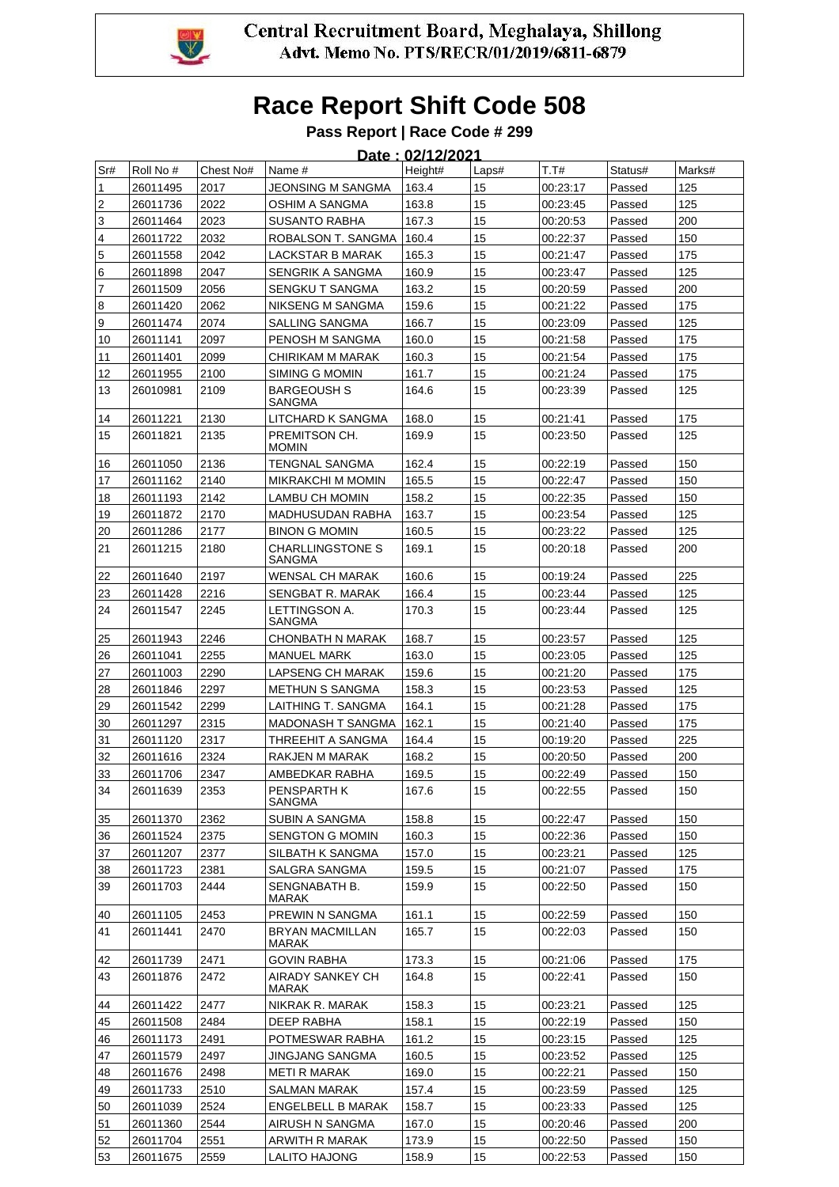Central Recruitment Board, Meghalaya, Shillong
Advt. Memo No. PTS/RECR/01/2019/6811-6879

# Race Report Shift Code 508

### Pass Report | Race Code # 299

**Date : 02/12/2021**

| Sr# | Roll No # | Chest No# | Name # | Height# | Laps# | T.T# | Status# | Marks# |
|---|---|---|---|---|---|---|---|---|
| 1 | 26011495 | 2017 | JEONSING M SANGMA | 163.4 | 15 | 00:23:17 | Passed | 125 |
| 2 | 26011736 | 2022 | OSHIM A SANGMA | 163.8 | 15 | 00:23:45 | Passed | 125 |
| 3 | 26011464 | 2023 | SUSANTO RABHA | 167.3 | 15 | 00:20:53 | Passed | 200 |
| 4 | 26011722 | 2032 | ROBALSON T. SANGMA | 160.4 | 15 | 00:22:37 | Passed | 150 |
| 5 | 26011558 | 2042 | LACKSTAR B MARAK | 165.3 | 15 | 00:21:47 | Passed | 175 |
| 6 | 26011898 | 2047 | SENGRIK A SANGMA | 160.9 | 15 | 00:23:47 | Passed | 125 |
| 7 | 26011509 | 2056 | SENGKU T SANGMA | 163.2 | 15 | 00:20:59 | Passed | 200 |
| 8 | 26011420 | 2062 | NIKSENG M SANGMA | 159.6 | 15 | 00:21:22 | Passed | 175 |
| 9 | 26011474 | 2074 | SALLING SANGMA | 166.7 | 15 | 00:23:09 | Passed | 125 |
| 10 | 26011141 | 2097 | PENOSH M SANGMA | 160.0 | 15 | 00:21:58 | Passed | 175 |
| 11 | 26011401 | 2099 | CHIRIKAM M MARAK | 160.3 | 15 | 00:21:54 | Passed | 175 |
| 12 | 26011955 | 2100 | SIMING G MOMIN | 161.7 | 15 | 00:21:24 | Passed | 175 |
| 13 | 26010981 | 2109 | BARGEOUSH S SANGMA | 164.6 | 15 | 00:23:39 | Passed | 125 |
| 14 | 26011221 | 2130 | LITCHARD K SANGMA | 168.0 | 15 | 00:21:41 | Passed | 175 |
| 15 | 26011821 | 2135 | PREMITSON CH. MOMIN | 169.9 | 15 | 00:23:50 | Passed | 125 |
| 16 | 26011050 | 2136 | TENGNAL SANGMA | 162.4 | 15 | 00:22:19 | Passed | 150 |
| 17 | 26011162 | 2140 | MIKRAKCHI M MOMIN | 165.5 | 15 | 00:22:47 | Passed | 150 |
| 18 | 26011193 | 2142 | LAMBU CH MOMIN | 158.2 | 15 | 00:22:35 | Passed | 150 |
| 19 | 26011872 | 2170 | MADHUSUDAN RABHA | 163.7 | 15 | 00:23:54 | Passed | 125 |
| 20 | 26011286 | 2177 | BINON G MOMIN | 160.5 | 15 | 00:23:22 | Passed | 125 |
| 21 | 26011215 | 2180 | CHARLLINGSTONE S SANGMA | 169.1 | 15 | 00:20:18 | Passed | 200 |
| 22 | 26011640 | 2197 | WENSAL CH MARAK | 160.6 | 15 | 00:19:24 | Passed | 225 |
| 23 | 26011428 | 2216 | SENGBAT R. MARAK | 166.4 | 15 | 00:23:44 | Passed | 125 |
| 24 | 26011547 | 2245 | LETTINGSON A. SANGMA | 170.3 | 15 | 00:23:44 | Passed | 125 |
| 25 | 26011943 | 2246 | CHONBATH N MARAK | 168.7 | 15 | 00:23:57 | Passed | 125 |
| 26 | 26011041 | 2255 | MANUEL MARK | 163.0 | 15 | 00:23:05 | Passed | 125 |
| 27 | 26011003 | 2290 | LAPSENG CH MARAK | 159.6 | 15 | 00:21:20 | Passed | 175 |
| 28 | 26011846 | 2297 | METHUN S SANGMA | 158.3 | 15 | 00:23:53 | Passed | 125 |
| 29 | 26011542 | 2299 | LAITHING T. SANGMA | 164.1 | 15 | 00:21:28 | Passed | 175 |
| 30 | 26011297 | 2315 | MADONASH T SANGMA | 162.1 | 15 | 00:21:40 | Passed | 175 |
| 31 | 26011120 | 2317 | THREEHIT A SANGMA | 164.4 | 15 | 00:19:20 | Passed | 225 |
| 32 | 26011616 | 2324 | RAKJEN M MARAK | 168.2 | 15 | 00:20:50 | Passed | 200 |
| 33 | 26011706 | 2347 | AMBEDKAR RABHA | 169.5 | 15 | 00:22:49 | Passed | 150 |
| 34 | 26011639 | 2353 | PENSPARTH K SANGMA | 167.6 | 15 | 00:22:55 | Passed | 150 |
| 35 | 26011370 | 2362 | SUBIN A SANGMA | 158.8 | 15 | 00:22:47 | Passed | 150 |
| 36 | 26011524 | 2375 | SENGTON G MOMIN | 160.3 | 15 | 00:22:36 | Passed | 150 |
| 37 | 26011207 | 2377 | SILBATH K SANGMA | 157.0 | 15 | 00:23:21 | Passed | 125 |
| 38 | 26011723 | 2381 | SALGRA SANGMA | 159.5 | 15 | 00:21:07 | Passed | 175 |
| 39 | 26011703 | 2444 | SENGNABATH B. MARAK | 159.9 | 15 | 00:22:50 | Passed | 150 |
| 40 | 26011105 | 2453 | PREWIN N SANGMA | 161.1 | 15 | 00:22:59 | Passed | 150 |
| 41 | 26011441 | 2470 | BRYAN MACMILLAN MARAK | 165.7 | 15 | 00:22:03 | Passed | 150 |
| 42 | 26011739 | 2471 | GOVIN RABHA | 173.3 | 15 | 00:21:06 | Passed | 175 |
| 43 | 26011876 | 2472 | AIRADY SANKEY CH MARAK | 164.8 | 15 | 00:22:41 | Passed | 150 |
| 44 | 26011422 | 2477 | NIKRAK R. MARAK | 158.3 | 15 | 00:23:21 | Passed | 125 |
| 45 | 26011508 | 2484 | DEEP RABHA | 158.1 | 15 | 00:22:19 | Passed | 150 |
| 46 | 26011173 | 2491 | POTMESWAR RABHA | 161.2 | 15 | 00:23:15 | Passed | 125 |
| 47 | 26011579 | 2497 | JINGJANG SANGMA | 160.5 | 15 | 00:23:52 | Passed | 125 |
| 48 | 26011676 | 2498 | METI R MARAK | 169.0 | 15 | 00:22:21 | Passed | 150 |
| 49 | 26011733 | 2510 | SALMAN MARAK | 157.4 | 15 | 00:23:59 | Passed | 125 |
| 50 | 26011039 | 2524 | ENGELBELL B MARAK | 158.7 | 15 | 00:23:33 | Passed | 125 |
| 51 | 26011360 | 2544 | AIRUSH N SANGMA | 167.0 | 15 | 00:20:46 | Passed | 200 |
| 52 | 26011704 | 2551 | ARWITH R MARAK | 173.9 | 15 | 00:22:50 | Passed | 150 |
| 53 | 26011675 | 2559 | LALITO HAJONG | 158.9 | 15 | 00:22:53 | Passed | 150 |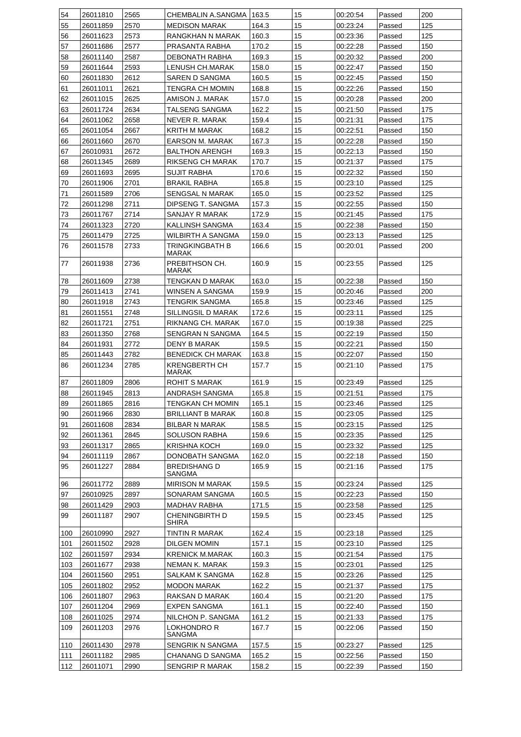| 54 | 26011810 | 2565 | CHEMBALIN A.SANGMA | 163.5 | 15 | 00:20:54 | Passed | 200 |
|---|---|---|---|---|---|---|---|---|
| 55 | 26011859 | 2570 | MEDISON MARAK | 164.3 | 15 | 00:23:24 | Passed | 125 |
| 56 | 26011623 | 2573 | RANGKHAN N MARAK | 160.3 | 15 | 00:23:36 | Passed | 125 |
| 57 | 26011686 | 2577 | PRASANTA RABHA | 170.2 | 15 | 00:22:28 | Passed | 150 |
| 58 | 26011140 | 2587 | DEBONATH RABHA | 169.3 | 15 | 00:20:32 | Passed | 200 |
| 59 | 26011644 | 2593 | LENUSH CH.MARAK | 158.0 | 15 | 00:22:47 | Passed | 150 |
| 60 | 26011830 | 2612 | SAREN D SANGMA | 160.5 | 15 | 00:22:45 | Passed | 150 |
| 61 | 26011011 | 2621 | TENGRA CH MOMIN | 168.8 | 15 | 00:22:26 | Passed | 150 |
| 62 | 26011015 | 2625 | AMISON J. MARAK | 157.0 | 15 | 00:20:28 | Passed | 200 |
| 63 | 26011724 | 2634 | TALSENG SANGMA | 162.2 | 15 | 00:21:50 | Passed | 175 |
| 64 | 26011062 | 2658 | NEVER R. MARAK | 159.4 | 15 | 00:21:31 | Passed | 175 |
| 65 | 26011054 | 2667 | KRITH M MARAK | 168.2 | 15 | 00:22:51 | Passed | 150 |
| 66 | 26011660 | 2670 | EARSON M. MARAK | 167.3 | 15 | 00:22:28 | Passed | 150 |
| 67 | 26010931 | 2672 | BALTHON ARENGH | 169.3 | 15 | 00:22:13 | Passed | 150 |
| 68 | 26011345 | 2689 | RIKSENG CH MARAK | 170.7 | 15 | 00:21:37 | Passed | 175 |
| 69 | 26011693 | 2695 | SUJIT RABHA | 170.6 | 15 | 00:22:32 | Passed | 150 |
| 70 | 26011906 | 2701 | BRAKIL RABHA | 165.8 | 15 | 00:23:10 | Passed | 125 |
| 71 | 26011589 | 2706 | SENGSAL N MARAK | 165.0 | 15 | 00:23:52 | Passed | 125 |
| 72 | 26011298 | 2711 | DIPSENG T. SANGMA | 157.3 | 15 | 00:22:55 | Passed | 150 |
| 73 | 26011767 | 2714 | SANJAY R MARAK | 172.9 | 15 | 00:21:45 | Passed | 175 |
| 74 | 26011323 | 2720 | KALLINSH SANGMA | 163.4 | 15 | 00:22:38 | Passed | 150 |
| 75 | 26011479 | 2725 | WILBIRTH A SANGMA | 159.0 | 15 | 00:23:13 | Passed | 125 |
| 76 | 26011578 | 2733 | TRINGKINGBATH B MARAK | 166.6 | 15 | 00:20:01 | Passed | 200 |
| 77 | 26011938 | 2736 | PREBITHSON CH. MARAK | 160.9 | 15 | 00:23:55 | Passed | 125 |
| 78 | 26011609 | 2738 | TENGKAN D MARAK | 163.0 | 15 | 00:22:38 | Passed | 150 |
| 79 | 26011413 | 2741 | WINSEN A SANGMA | 159.9 | 15 | 00:20:46 | Passed | 200 |
| 80 | 26011918 | 2743 | TENGRIK SANGMA | 165.8 | 15 | 00:23:46 | Passed | 125 |
| 81 | 26011551 | 2748 | SILLINGSIL D MARAK | 172.6 | 15 | 00:23:11 | Passed | 125 |
| 82 | 26011721 | 2751 | RIKNANG CH. MARAK | 167.0 | 15 | 00:19:38 | Passed | 225 |
| 83 | 26011350 | 2768 | SENGRAN N SANGMA | 164.5 | 15 | 00:22:19 | Passed | 150 |
| 84 | 26011931 | 2772 | DENY B MARAK | 159.5 | 15 | 00:22:21 | Passed | 150 |
| 85 | 26011443 | 2782 | BENEDICK CH MARAK | 163.8 | 15 | 00:22:07 | Passed | 150 |
| 86 | 26011234 | 2785 | KRENGBERTH CH MARAK | 157.7 | 15 | 00:21:10 | Passed | 175 |
| 87 | 26011809 | 2806 | ROHIT S MARAK | 161.9 | 15 | 00:23:49 | Passed | 125 |
| 88 | 26011945 | 2813 | ANDRASH SANGMA | 165.8 | 15 | 00:21:51 | Passed | 175 |
| 89 | 26011865 | 2816 | TENGKAN CH MOMIN | 165.1 | 15 | 00:23:46 | Passed | 125 |
| 90 | 26011966 | 2830 | BRILLIANT B MARAK | 160.8 | 15 | 00:23:05 | Passed | 125 |
| 91 | 26011608 | 2834 | BILBAR N MARAK | 158.5 | 15 | 00:23:15 | Passed | 125 |
| 92 | 26011361 | 2845 | SOLUSON RABHA | 159.6 | 15 | 00:23:35 | Passed | 125 |
| 93 | 26011317 | 2865 | KRISHNA KOCH | 169.0 | 15 | 00:23:32 | Passed | 125 |
| 94 | 26011119 | 2867 | DONOBATH SANGMA | 162.0 | 15 | 00:22:18 | Passed | 150 |
| 95 | 26011227 | 2884 | BREDISHANG D SANGMA | 165.9 | 15 | 00:21:16 | Passed | 175 |
| 96 | 26011772 | 2889 | MIRISON M MARAK | 159.5 | 15 | 00:23:24 | Passed | 125 |
| 97 | 26010925 | 2897 | SONARAM SANGMA | 160.5 | 15 | 00:22:23 | Passed | 150 |
| 98 | 26011429 | 2903 | MADHAV RABHA | 171.5 | 15 | 00:23:58 | Passed | 125 |
| 99 | 26011187 | 2907 | CHENINGBIRTH D SHIRA | 159.5 | 15 | 00:23:45 | Passed | 125 |
| 100 | 26010990 | 2927 | TINTIN R MARAK | 162.4 | 15 | 00:23:18 | Passed | 125 |
| 101 | 26011502 | 2928 | DILGEN MOMIN | 157.1 | 15 | 00:23:10 | Passed | 125 |
| 102 | 26011597 | 2934 | KRENICK M.MARAK | 160.3 | 15 | 00:21:54 | Passed | 175 |
| 103 | 26011677 | 2938 | NEMAN K. MARAK | 159.3 | 15 | 00:23:01 | Passed | 125 |
| 104 | 26011560 | 2951 | SALKAM K SANGMA | 162.8 | 15 | 00:23:26 | Passed | 125 |
| 105 | 26011802 | 2952 | MODON MARAK | 162.2 | 15 | 00:21:37 | Passed | 175 |
| 106 | 26011807 | 2963 | RAKSAN D MARAK | 160.4 | 15 | 00:21:20 | Passed | 175 |
| 107 | 26011204 | 2969 | EXPEN SANGMA | 161.1 | 15 | 00:22:40 | Passed | 150 |
| 108 | 26011025 | 2974 | NILCHON P. SANGMA | 161.2 | 15 | 00:21:33 | Passed | 175 |
| 109 | 26011203 | 2976 | LOKHONDRO R SANGMA | 167.7 | 15 | 00:22:06 | Passed | 150 |
| 110 | 26011430 | 2978 | SENGRIK N SANGMA | 157.5 | 15 | 00:23:27 | Passed | 125 |
| 111 | 26011182 | 2985 | CHANANG D SANGMA | 165.2 | 15 | 00:22:56 | Passed | 150 |
| 112 | 26011071 | 2990 | SENGRIP R MARAK | 158.2 | 15 | 00:22:39 | Passed | 150 |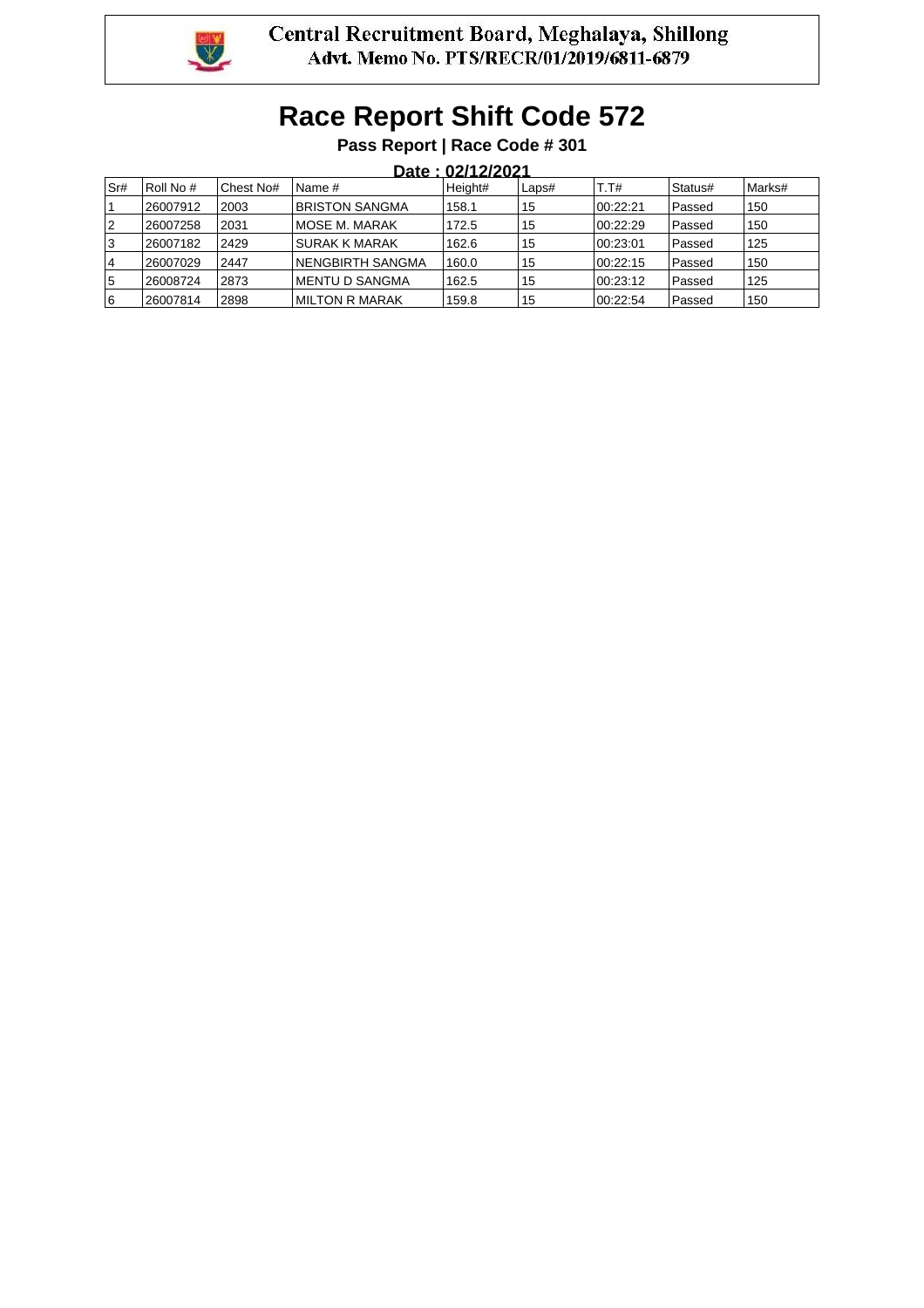Central Recruitment Board, Meghalaya, Shillong
Advt. Memo No. PTS/RECR/01/2019/6811-6879

# Race Report Shift Code 572

**Pass Report | Race Code # 301**

**Date : 02/12/2021**

| Sr# | Roll No # | Chest No# | Name # | Height# | Laps# | T.T# | Status# | Marks# |
|---|---|---|---|---|---|---|---|---|
| 1 | 26007912 | 2003 | BRISTON SANGMA | 158.1 | 15 | 00:22:21 | Passed | 150 |
| 2 | 26007258 | 2031 | MOSE M. MARAK | 172.5 | 15 | 00:22:29 | Passed | 150 |
| 3 | 26007182 | 2429 | SURAK K MARAK | 162.6 | 15 | 00:23:01 | Passed | 125 |
| 4 | 26007029 | 2447 | NENGBIRTH SANGMA | 160.0 | 15 | 00:22:15 | Passed | 150 |
| 5 | 26008724 | 2873 | MENTU D SANGMA | 162.5 | 15 | 00:23:12 | Passed | 125 |
| 6 | 26007814 | 2898 | MILTON R MARAK | 159.8 | 15 | 00:22:54 | Passed | 150 |